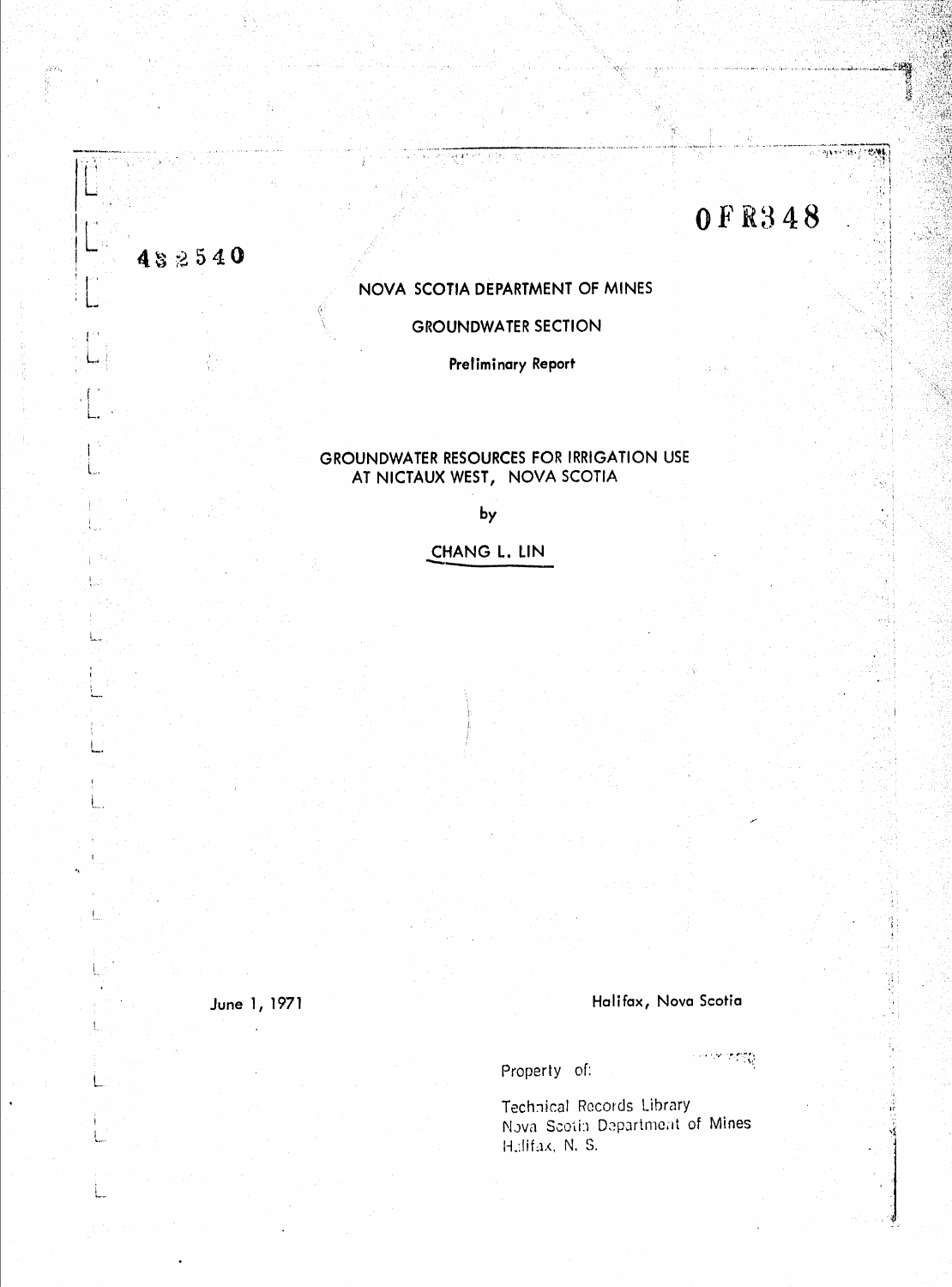0FR348

482540

NOVA SCOTIA DEPARTMENT OF MINES

GROUNDWATER SECTION

**Preliminary Report**

# GROUNDWATER RESOURCES FOR IRRIGATION USE AT NICTAUX WEST, NOVA SCOTIA

by

CHANG L. LIN

June 1, 1971

Halifax, Nova Scotia

Property of:

Technical Records Library
Nova Scotia Department of Mines
Halifax, N. S.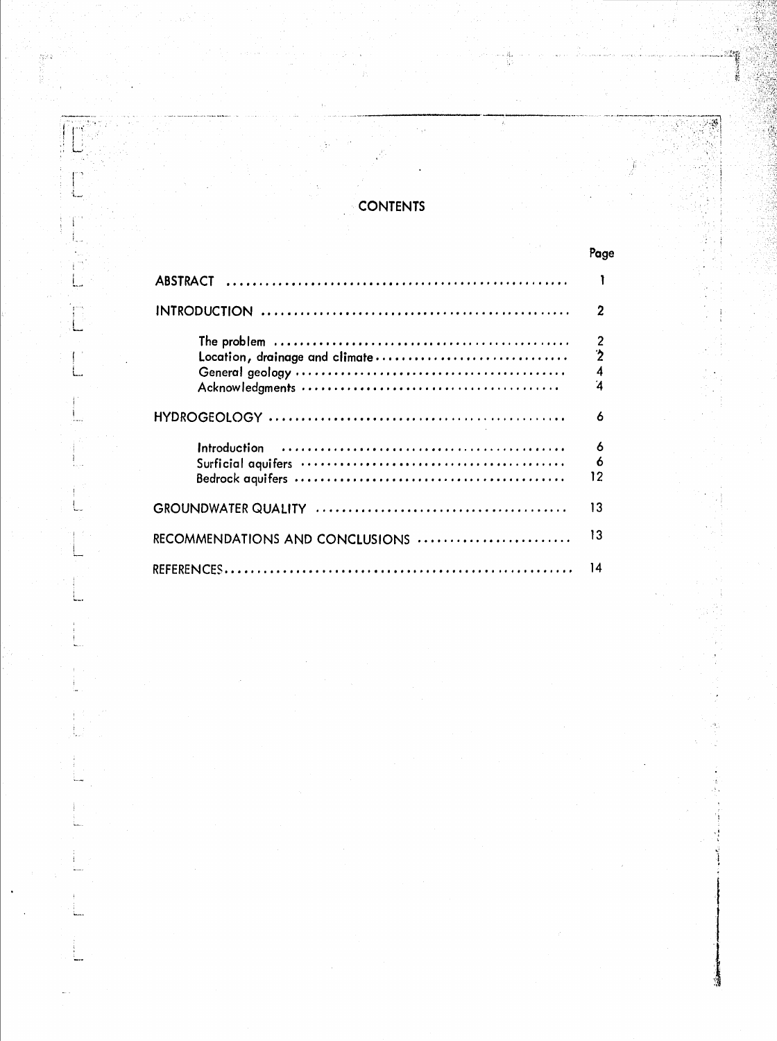# CONTENTS

| | Page |
|---|---|
| ABSTRACT | 1 |
| INTRODUCTION | 2 |
| The problem | 2 |
| Location, drainage and climate | 2 |
| General geology | 4 |
| Acknowledgments | 4 |
| HYDROGEOLOGY | 6 |
| Introduction | 6 |
| Surficial aquifers | 6 |
| Bedrock aquifers | 12 |
| GROUNDWATER QUALITY | 13 |
| RECOMMENDATIONS AND CONCLUSIONS | 13 |
| REFERENCES | 14 |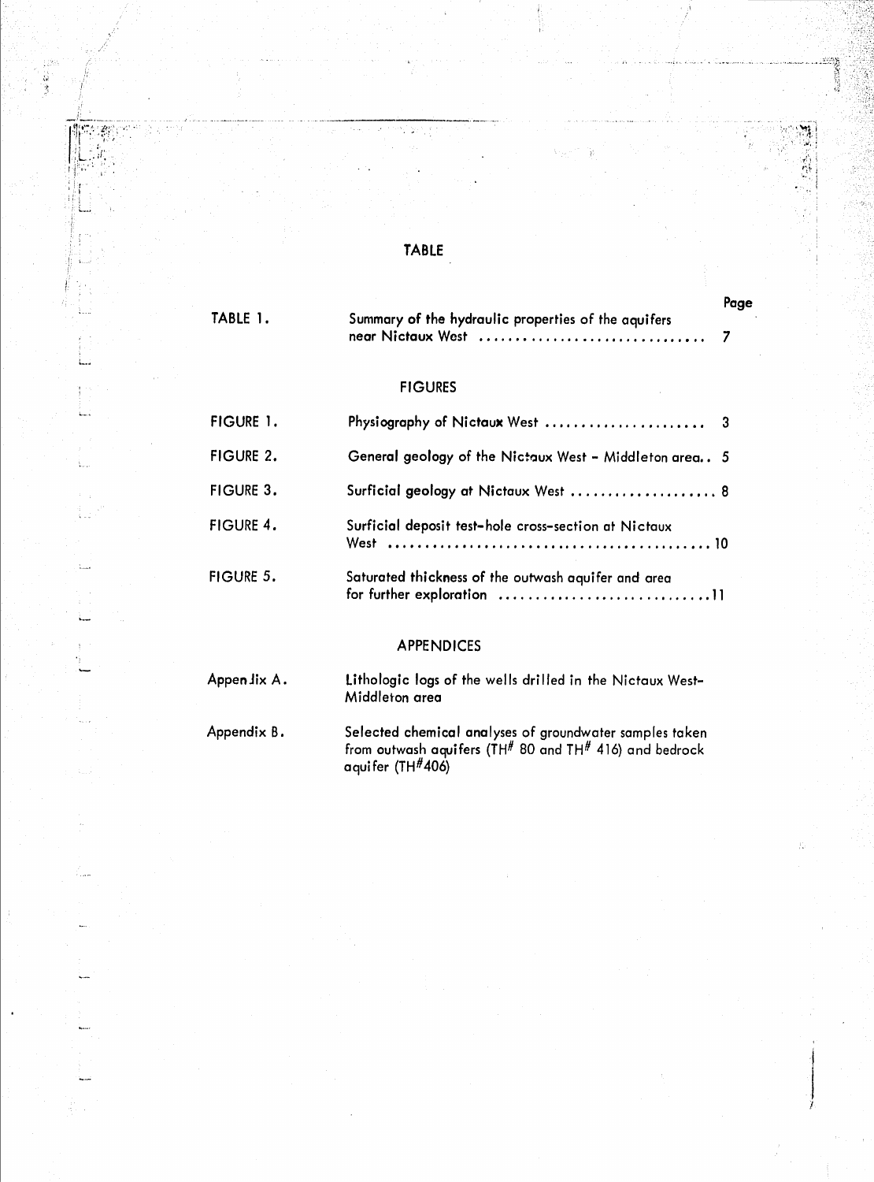## TABLE

| | | Page |
|---|---|---|
| TABLE 1. | Summary of the hydraulic properties of the aquifers near Nictaux West | 7 |

## FIGURES

| | | |
|---|---|---|
| FIGURE 1. | Physiography of Nictaux West | 3 |
| FIGURE 2. | General geology of the Nictaux West – Middleton area | 5 |
| FIGURE 3. | Surficial geology at Nictaux West | 8 |
| FIGURE 4. | Surficial deposit test-hole cross-section at Nictaux West | 10 |
| FIGURE 5. | Saturated thickness of the outwash aquifer and area for further exploration | 11 |

## APPENDICES

| | |
|---|---|
| Appendix A. | Lithologic logs of the wells drilled in the Nictaux West-Middleton area |
| Appendix B. | Selected chemical analyses of groundwater samples taken from outwash aquifers (TH# 80 and TH# 416) and bedrock aquifer (TH#406) |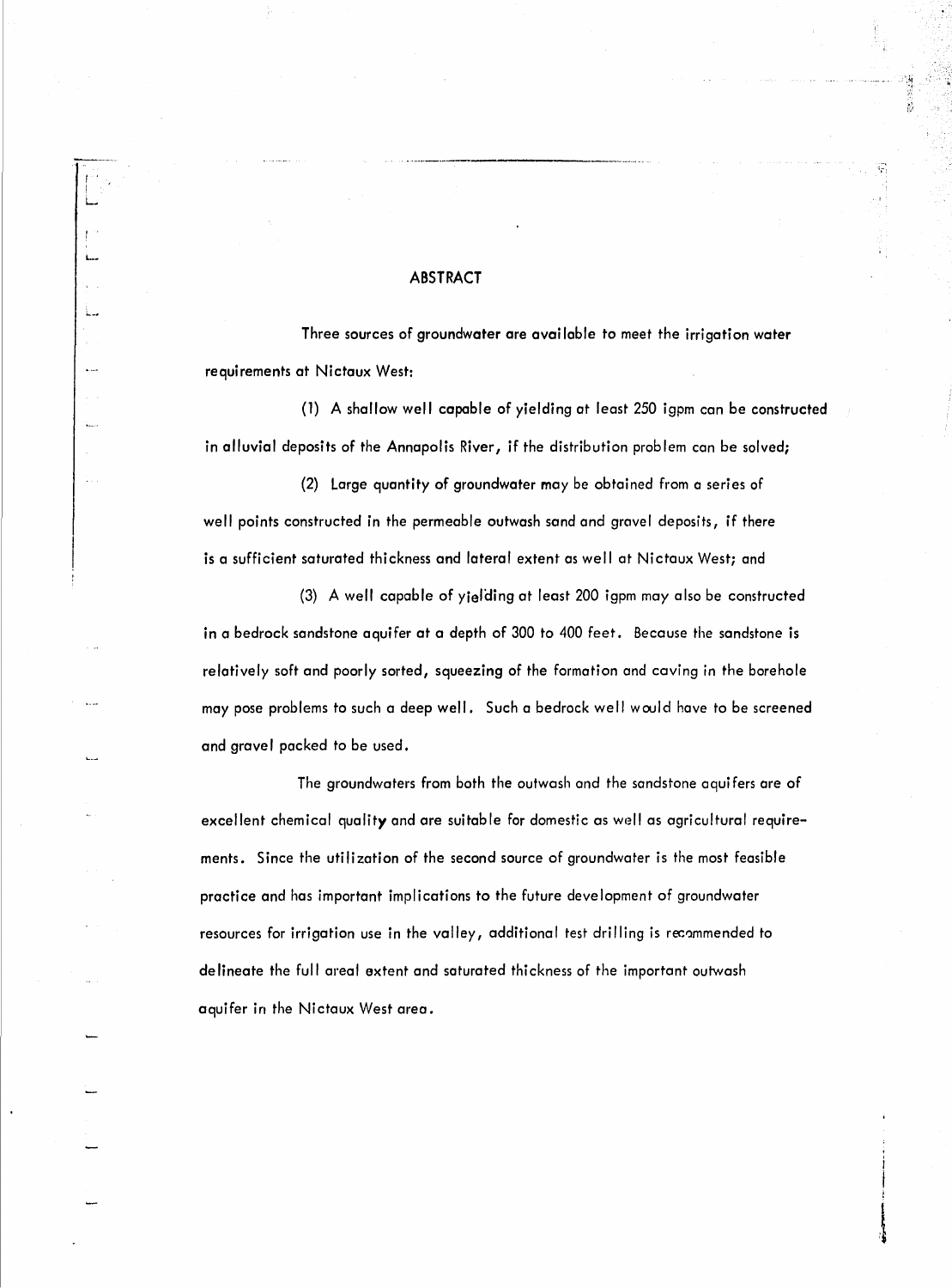## ABSTRACT

Three sources of groundwater are available to meet the irrigation water requirements at Nictaux West:

(1) A shallow well capable of yielding at least 250 igpm can be constructed in alluvial deposits of the Annapolis River, if the distribution problem can be solved;

(2) Large quantity of groundwater may be obtained from a series of well points constructed in the permeable outwash sand and gravel deposits, if there is a sufficient saturated thickness and lateral extent as well at Nictaux West; and

(3) A well capable of yielding at least 200 igpm may also be constructed in a bedrock sandstone aquifer at a depth of 300 to 400 feet. Because the sandstone is relatively soft and poorly sorted, squeezing of the formation and caving in the borehole may pose problems to such a deep well. Such a bedrock well would have to be screened and gravel packed to be used.

The groundwaters from both the outwash and the sandstone aquifers are of excellent chemical quality and are suitable for domestic as well as agricultural requirements. Since the utilization of the second source of groundwater is the most feasible practice and has important implications to the future development of groundwater resources for irrigation use in the valley, additional test drilling is recommended to delineate the full areal extent and saturated thickness of the important outwash aquifer in the Nictaux West area.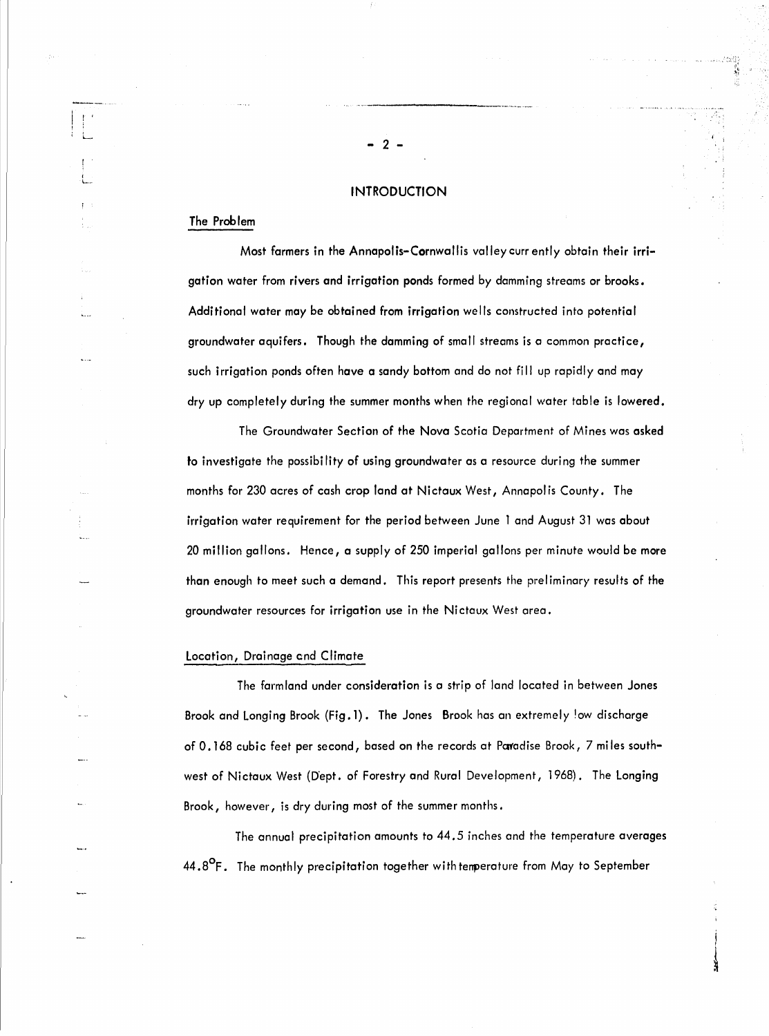# INTRODUCTION

## The Problem

Most farmers in the Annapolis-Cornwallis valley currently obtain their irrigation water from rivers and irrigation ponds formed by damming streams or brooks. Additional water may be obtained from irrigation wells constructed into potential groundwater aquifers. Though the damming of small streams is a common practice, such irrigation ponds often have a sandy bottom and do not fill up rapidly and may dry up completely during the summer months when the regional water table is lowered.

The Groundwater Section of the Nova Scotia Department of Mines was asked to investigate the possibility of using groundwater as a resource during the summer months for 230 acres of cash crop land at Nictaux West, Annapolis County. The irrigation water requirement for the period between June 1 and August 31 was about 20 million gallons. Hence, a supply of 250 imperial gallons per minute would be more than enough to meet such a demand. This report presents the preliminary results of the groundwater resources for irrigation use in the Nictaux West area.

## Location, Drainage and Climate

The farmland under consideration is a strip of land located in between Jones Brook and Longing Brook (Fig. 1). The Jones Brook has an extremely low discharge of 0.168 cubic feet per second, based on the records at Paradise Brook, 7 miles southwest of Nictaux West (Dept. of Forestry and Rural Development, 1968). The Longing Brook, however, is dry during most of the summer months.

The annual precipitation amounts to 44.5 inches and the temperature averages 44.8°F. The monthly precipitation together with temperature from May to September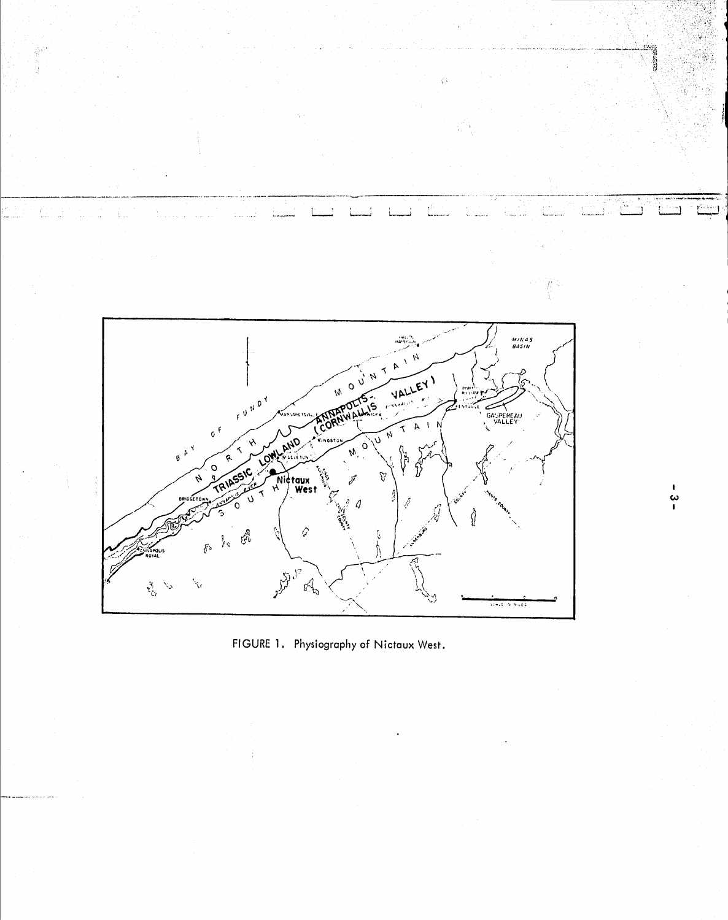FIGURE 1. Physiography of Nictaux West.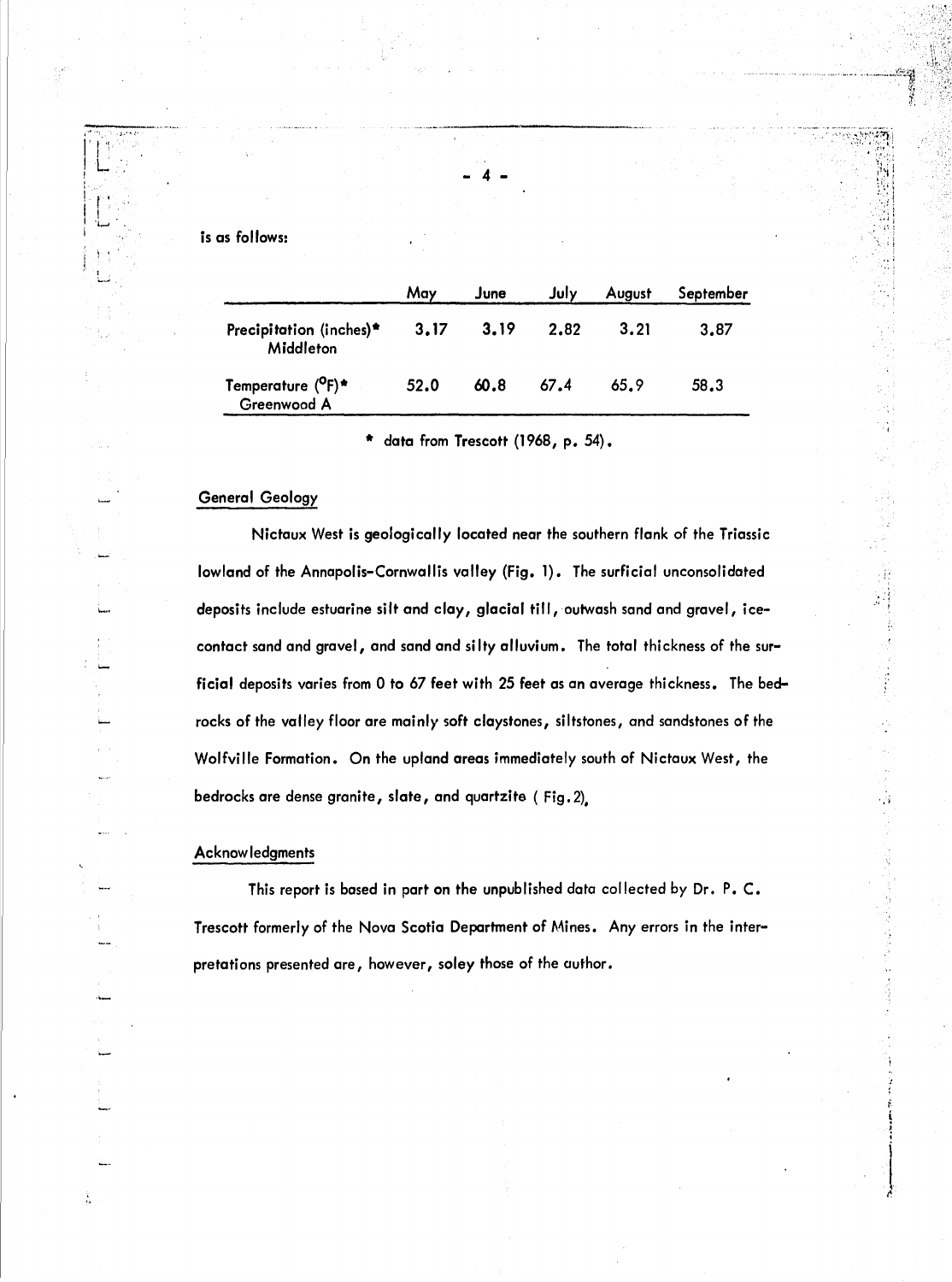is as follows:

| | May | June | July | August | September |
|---|---|---|---|---|---|
| Precipitation (inches)* Middleton | 3.17 | 3.19 | 2.82 | 3.21 | 3.87 |
| Temperature ($^{o}$F)* Greenwood A | 52.0 | 60.8 | 67.4 | 65.9 | 58.3 |

\* data from Trescott (1968, p. 54).

## General Geology

Nictaux West is geologically located near the southern flank of the Triassic lowland of the Annapolis-Cornwallis valley (Fig. 1). The surficial unconsolidated deposits include estuarine silt and clay, glacial till, outwash sand and gravel, ice-contact sand and gravel, and sand and silty alluvium. The total thickness of the surficial deposits varies from 0 to 67 feet with 25 feet as an average thickness. The bedrocks of the valley floor are mainly soft claystones, siltstones, and sandstones of the Wolfville Formation. On the upland areas immediately south of Nictaux West, the bedrocks are dense granite, slate, and quartzite ( Fig. 2).

## Acknowledgments

This report is based in part on the unpublished data collected by Dr. P. C. Trescott formerly of the Nova Scotia Department of Mines. Any errors in the interpretations presented are, however, soley those of the author.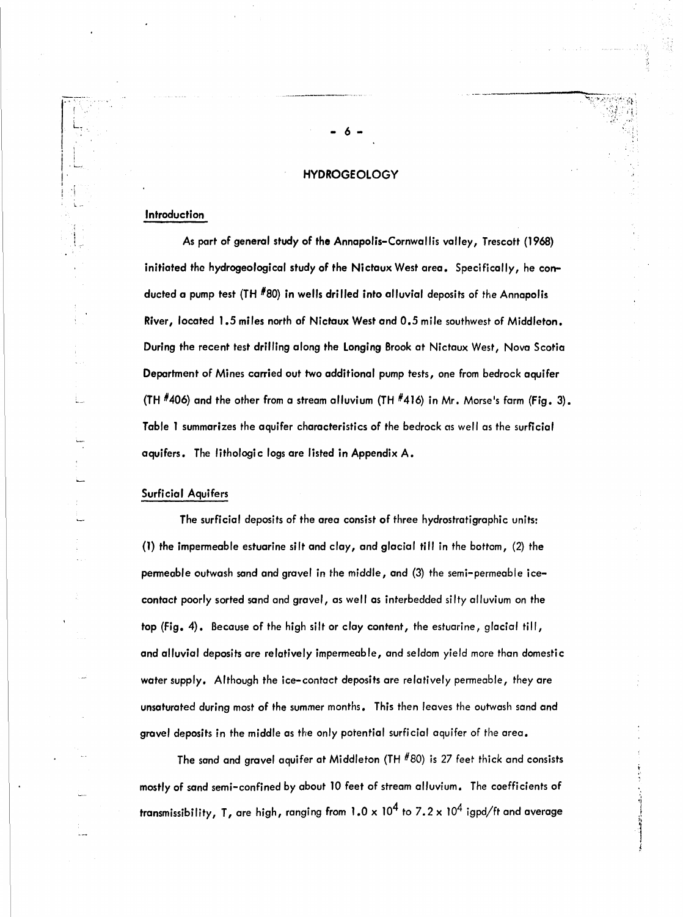# HYDROGEOLOGY

## Introduction

As part of general study of the Annapolis-Cornwallis valley, Trescott (1968) initiated the hydrogeological study of the Nictaux West area. Specifically, he conducted a pump test (TH #80) in wells drilled into alluvial deposits of the Annapolis River, located 1.5 miles north of Nictaux West and 0.5 mile southwest of Middleton. During the recent test drilling along the Longing Brook at Nictaux West, Nova Scotia Department of Mines carried out two additional pump tests, one from bedrock aquifer (TH #406) and the other from a stream alluvium (TH #416) in Mr. Morse's farm (Fig. 3). Table 1 summarizes the aquifer characteristics of the bedrock as well as the surficial aquifers. The lithologic logs are listed in Appendix A.

## Surficial Aquifers

The surficial deposits of the area consist of three hydrostratigraphic units: (1) the impermeable estuarine silt and clay, and glacial till in the bottom, (2) the permeable outwash sand and gravel in the middle, and (3) the semi-permeable ice-contact poorly sorted sand and gravel, as well as interbedded silty alluvium on the top (Fig. 4). Because of the high silt or clay content, the estuarine, glacial till, and alluvial deposits are relatively impermeable, and seldom yield more than domestic water supply. Although the ice-contact deposits are relatively permeable, they are unsaturated during most of the summer months. This then leaves the outwash sand and gravel deposits in the middle as the only potential surficial aquifer of the area.

The sand and gravel aquifer at Middleton (TH #80) is 27 feet thick and consists mostly of sand semi-confined by about 10 feet of stream alluvium. The coefficients of transmissibility, T, are high, ranging from $1.0 \times 10^4$ to $7.2 \times 10^4$ igpd/ft and average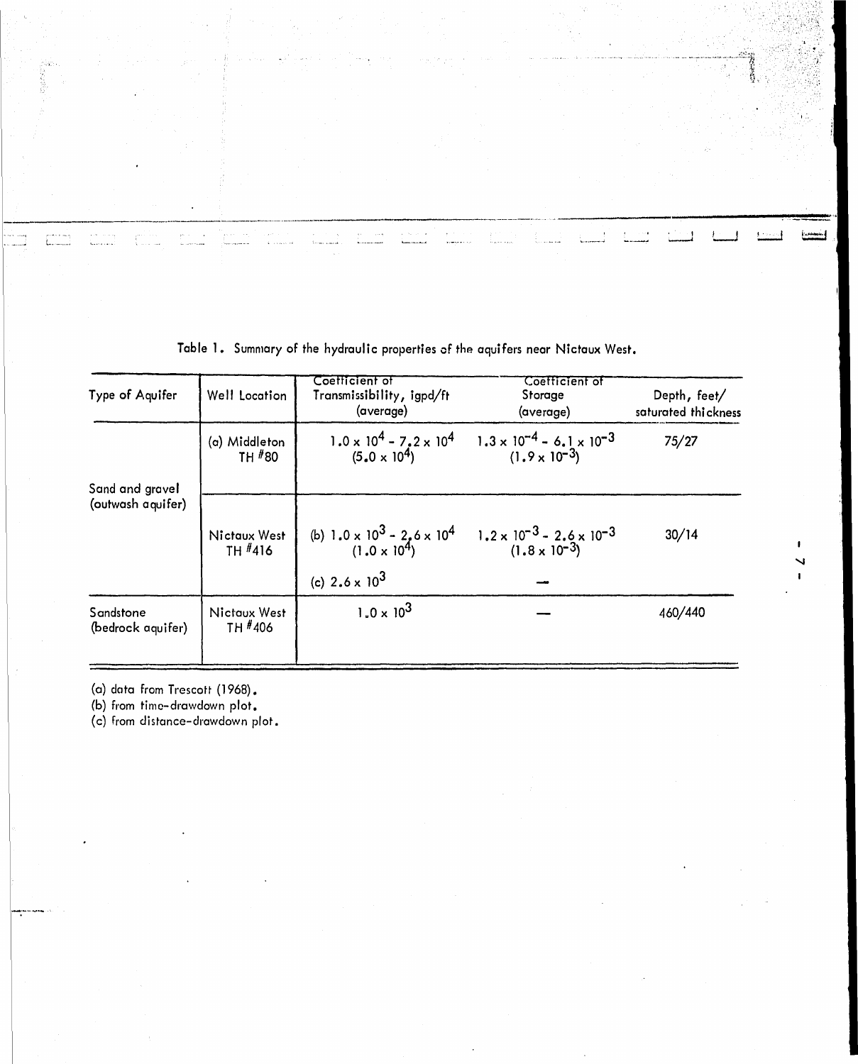Table 1. Summary of the hydraulic properties of the aquifers near Nictaux West.

| Type of Aquifer | Well Location | Coefficient of Transmissibility, igpd/ft (average) | Coefficient of Storage (average) | Depth, feet/ saturated thickness |
|---|---|---|---|---|
| Sand and gravel (outwash aquifer) | (a) Middleton TH #80 | $1.0 \times 10^4$ - $7.2 \times 10^4$ ($5.0 \times 10^4$) | $1.3 \times 10^{-4}$ - $6.1 \times 10^{-3}$ ($1.9 \times 10^{-3}$) | 75/27 |
| | Nictaux West TH #416 | (b) $1.0 \times 10^3$ - $2.6 \times 10^4$ ($1.0 \times 10^4$) | $1.2 \times 10^{-3}$ - $2.6 \times 10^{-3}$ ($1.8 \times 10^{-3}$) | 30/14 |
| | | (c) $2.6 \times 10^3$ | — | |
| Sandstone (bedrock aquifer) | Nictaux West TH #406 | $1.0 \times 10^3$ | — | 460/440 |

(a) data from Trescott (1968).
(b) from time-drawdown plot.
(c) from distance-drawdown plot.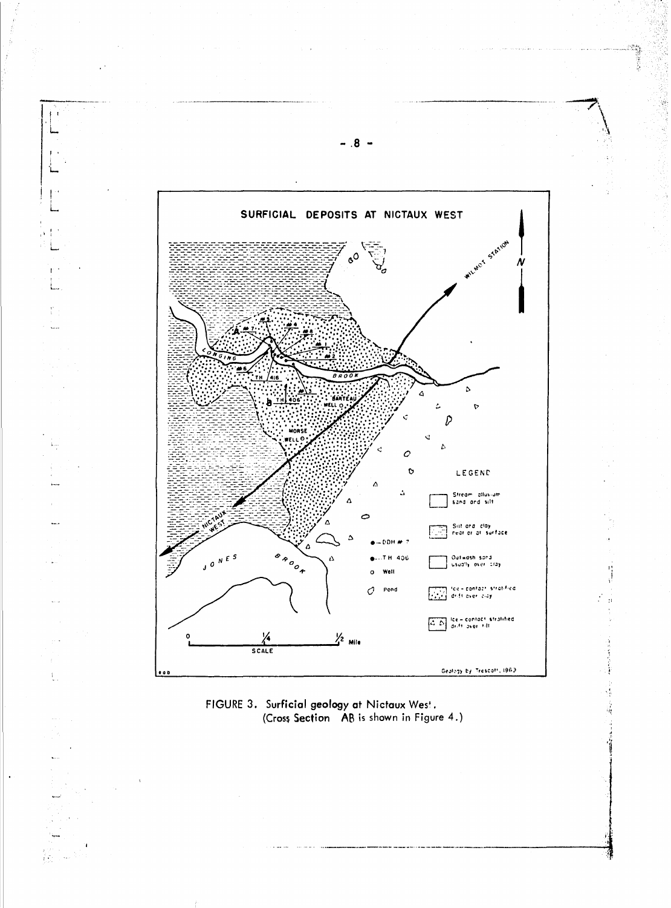## SURFICIAL DEPOSITS AT NICTAUX WEST

WILMOT STATION

N

CONDING BROOK

JONES BROOK

NICTAUX WEST

TH 416

TH 406

BARTEAU WELL

MORSE WELL

A

B

LEGEND

- Stream alluvium sand and silt
- Silt and clay peat at or at surface
- Outwash sand usually over clay
- Ice-contact stratified drift over clay
- Ice-contact stratified drift over till
- DDH # 7
- TH 406
- Well
- Pond

SCALE 0 — 1/4 — 1/2 Mile

Geology by Trescott, 1969

FIGURE 3. Surficial geology at Nictaux West.
(Cross Section AB is shown in Figure 4.)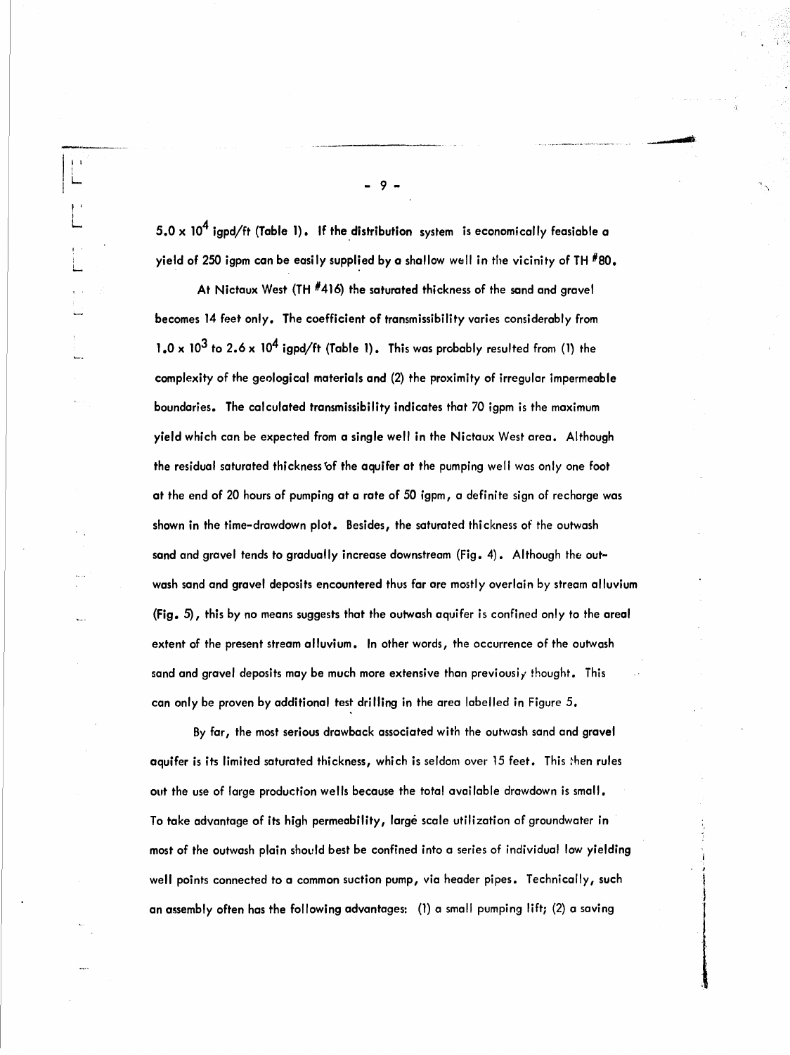$5.0 \times 10^4$ igpd/ft (Table 1). If the distribution system is economically feasible a yield of 250 igpm can be easily supplied by a shallow well in the vicinity of TH #80.

At Nictaux West (TH #416) the saturated thickness of the sand and gravel becomes 14 feet only. The coefficient of transmissibility varies considerably from $1.0 \times 10^3$ to $2.6 \times 10^4$ igpd/ft (Table 1). This was probably resulted from (1) the complexity of the geological materials and (2) the proximity of irregular impermeable boundaries. The calculated transmissibility indicates that 70 igpm is the maximum yield which can be expected from a single well in the Nictaux West area. Although the residual saturated thickness of the aquifer at the pumping well was only one foot at the end of 20 hours of pumping at a rate of 50 igpm, a definite sign of recharge was shown in the time-drawdown plot. Besides, the saturated thickness of the outwash sand and gravel tends to gradually increase downstream (Fig. 4). Although the outwash sand and gravel deposits encountered thus far are mostly overlain by stream alluvium (Fig. 5), this by no means suggests that the outwash aquifer is confined only to the areal extent of the present stream alluvium. In other words, the occurrence of the outwash sand and gravel deposits may be much more extensive than previously thought. This can only be proven by additional test drilling in the area labelled in Figure 5.

By far, the most serious drawback associated with the outwash sand and gravel aquifer is its limited saturated thickness, which is seldom over 15 feet. This then rules out the use of large production wells because the total available drawdown is small. To take advantage of its high permeability, large scale utilization of groundwater in most of the outwash plain should best be confined into a series of individual low yielding well points connected to a common suction pump, via header pipes. Technically, such an assembly often has the following advantages: (1) a small pumping lift; (2) a saving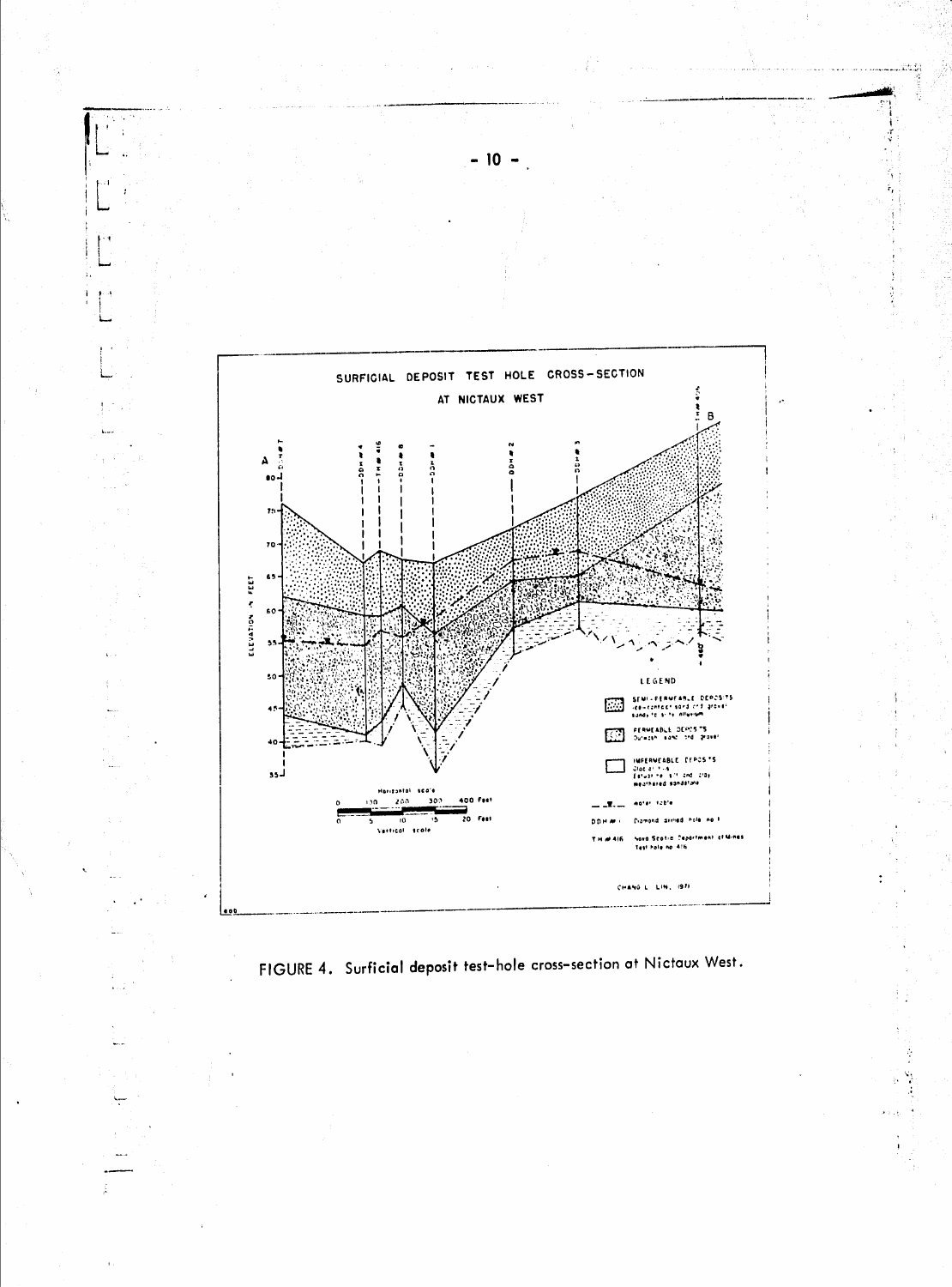SURFICIAL DEPOSIT TEST HOLE CROSS-SECTION

AT NICTAUX WEST

LEGEND

SEMI-PERMEABLE DEPOSITS
Ice-contact sand and gravel
Sandy to silty alluvium

PERMEABLE DEPOSITS
Outwash sand and gravel

IMPERMEABLE DEPOSITS
Glacial till
Estuarine silt and clay
Weathered sandstone

Water table

DDH # 1 Diamond drilled hole no. 1

TH # 416 Nova Scotia Department of Mines Test hole no. 416

CHANG L. LIN, 1971

FIGURE 4. Surficial deposit test-hole cross-section at Nictaux West.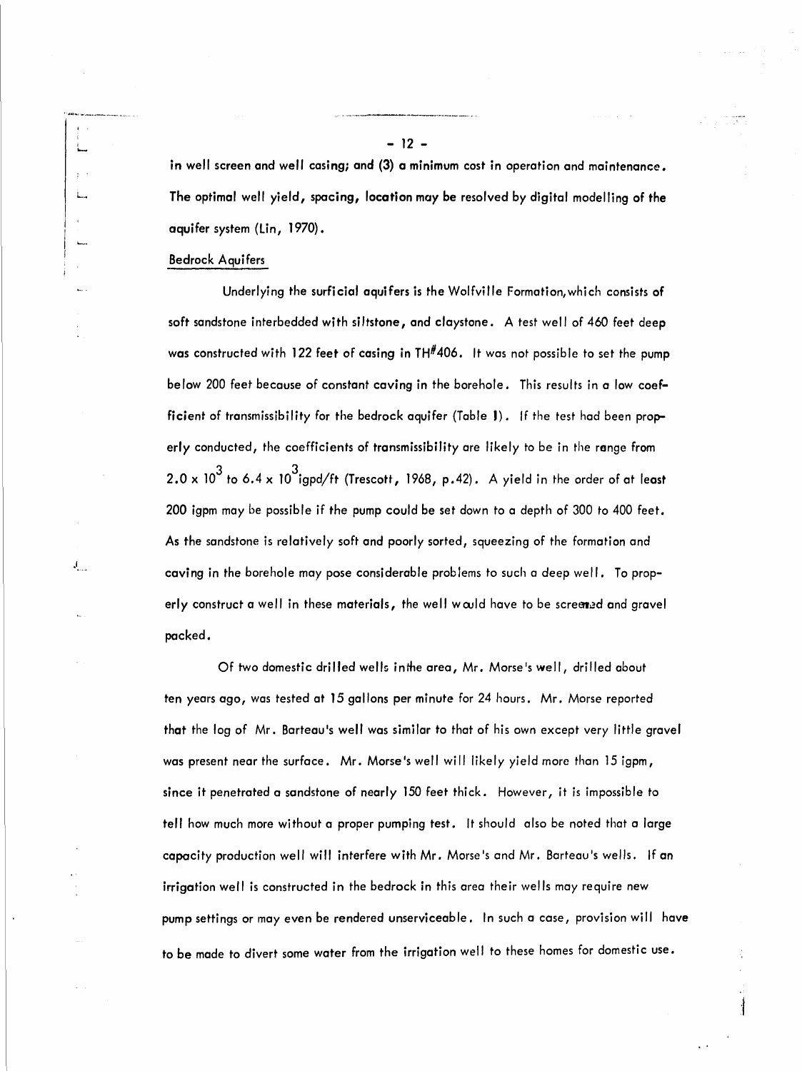in well screen and well casing; and (3) a minimum cost in operation and maintenance. The optimal well yield, spacing, location may be resolved by digital modelling of the aquifer system (Lin, 1970).

## Bedrock Aquifers

Underlying the surficial aquifers is the Wolfville Formation, which consists of soft sandstone interbedded with siltstone, and claystone. A test well of 460 feet deep was constructed with 122 feet of casing in TH#406. It was not possible to set the pump below 200 feet because of constant caving in the borehole. This results in a low coefficient of transmissibility for the bedrock aquifer (Table 1). If the test had been properly conducted, the coefficients of transmissibility are likely to be in the range from $2.0 \times 10^3$ to $6.4 \times 10^3$ igpd/ft (Trescott, 1968, p.42). A yield in the order of at least 200 igpm may be possible if the pump could be set down to a depth of 300 to 400 feet. As the sandstone is relatively soft and poorly sorted, squeezing of the formation and caving in the borehole may pose considerable problems to such a deep well. To properly construct a well in these materials, the well would have to be screened and gravel packed.

Of two domestic drilled wells in the area, Mr. Morse's well, drilled about ten years ago, was tested at 15 gallons per minute for 24 hours. Mr. Morse reported that the log of Mr. Barteau's well was similar to that of his own except very little gravel was present near the surface. Mr. Morse's well will likely yield more than 15 igpm, since it penetrated a sandstone of nearly 150 feet thick. However, it is impossible to tell how much more without a proper pumping test. It should also be noted that a large capacity production well will interfere with Mr. Morse's and Mr. Barteau's wells. If an irrigation well is constructed in the bedrock in this area their wells may require new pump settings or may even be rendered unserviceable. In such a case, provision will have to be made to divert some water from the irrigation well to these homes for domestic use.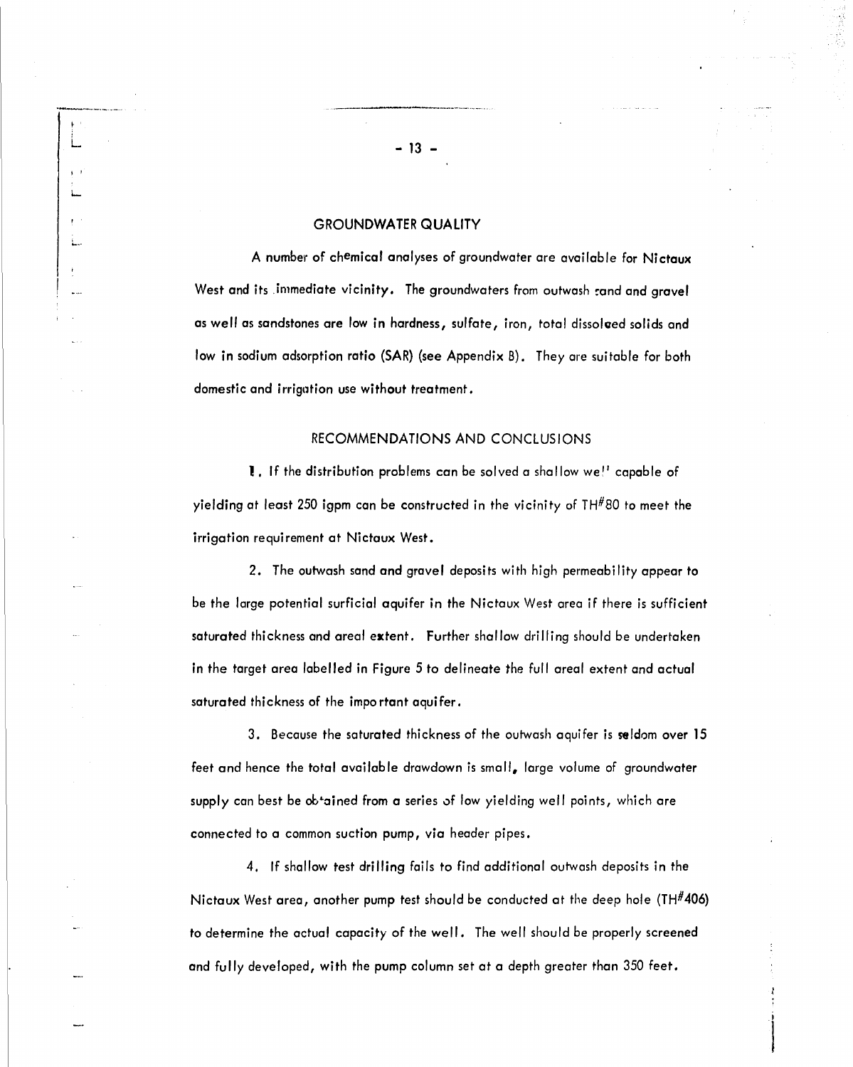## GROUNDWATER QUALITY

A number of chemical analyses of groundwater are available for Nictaux West and its immediate vicinity. The groundwaters from outwash sand and gravel as well as sandstones are low in hardness, sulfate, iron, total dissolved solids and low in sodium adsorption ratio (SAR) (see Appendix B). They are suitable for both domestic and irrigation use without treatment.

## RECOMMENDATIONS AND CONCLUSIONS

1. If the distribution problems can be solved a shallow well capable of yielding at least 250 igpm can be constructed in the vicinity of TH#80 to meet the irrigation requirement at Nictaux West.

2. The outwash sand and gravel deposits with high permeability appear to be the large potential surficial aquifer in the Nictaux West area if there is sufficient saturated thickness and areal extent. Further shallow drilling should be undertaken in the target area labelled in Figure 5 to delineate the full areal extent and actual saturated thickness of the important aquifer.

3. Because the saturated thickness of the outwash aquifer is seldom over 15 feet and hence the total available drawdown is small, large volume of groundwater supply can best be obtained from a series of low yielding well points, which are connected to a common suction pump, via header pipes.

4. If shallow test drilling fails to find additional outwash deposits in the Nictaux West area, another pump test should be conducted at the deep hole (TH#406) to determine the actual capacity of the well. The well should be properly screened and fully developed, with the pump column set at a depth greater than 350 feet.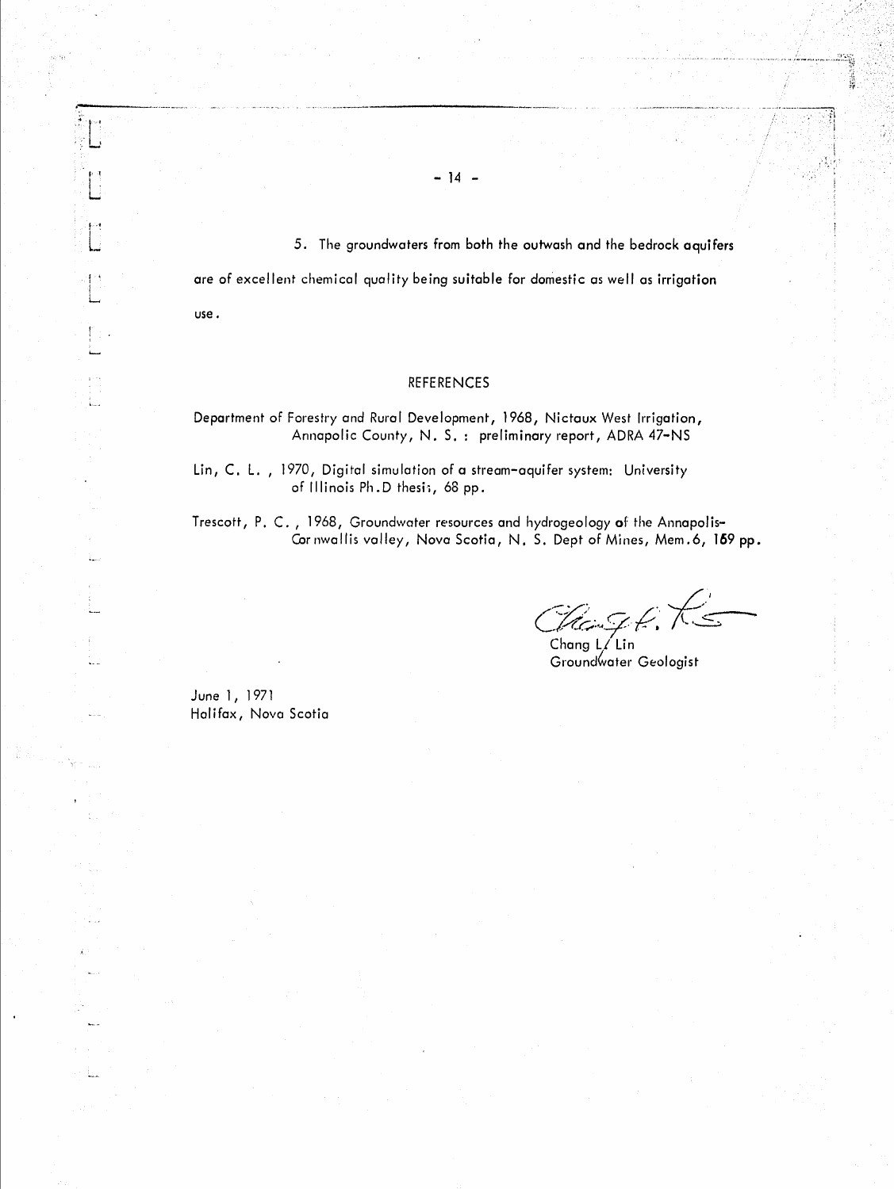5. The groundwaters from both the outwash and the bedrock aquifers are of excellent chemical quality being suitable for domestic as well as irrigation use.

## REFERENCES

Department of Forestry and Rural Development, 1968, Nictaux West Irrigation, Annapolic County, N. S. : preliminary report, ADRA 47-NS

Lin, C. L. , 1970, Digital simulation of a stream-aquifer system: University of Illinois Ph.D thesis, 68 pp.

Trescott, P. C. , 1968, Groundwater resources and hydrogeology of the Annapolis-Cornwallis valley, Nova Scotia, N. S. Dept of Mines, Mem.6, 159 pp.

Chang L. Lin
Groundwater Geologist

June 1, 1971
Halifax, Nova Scotia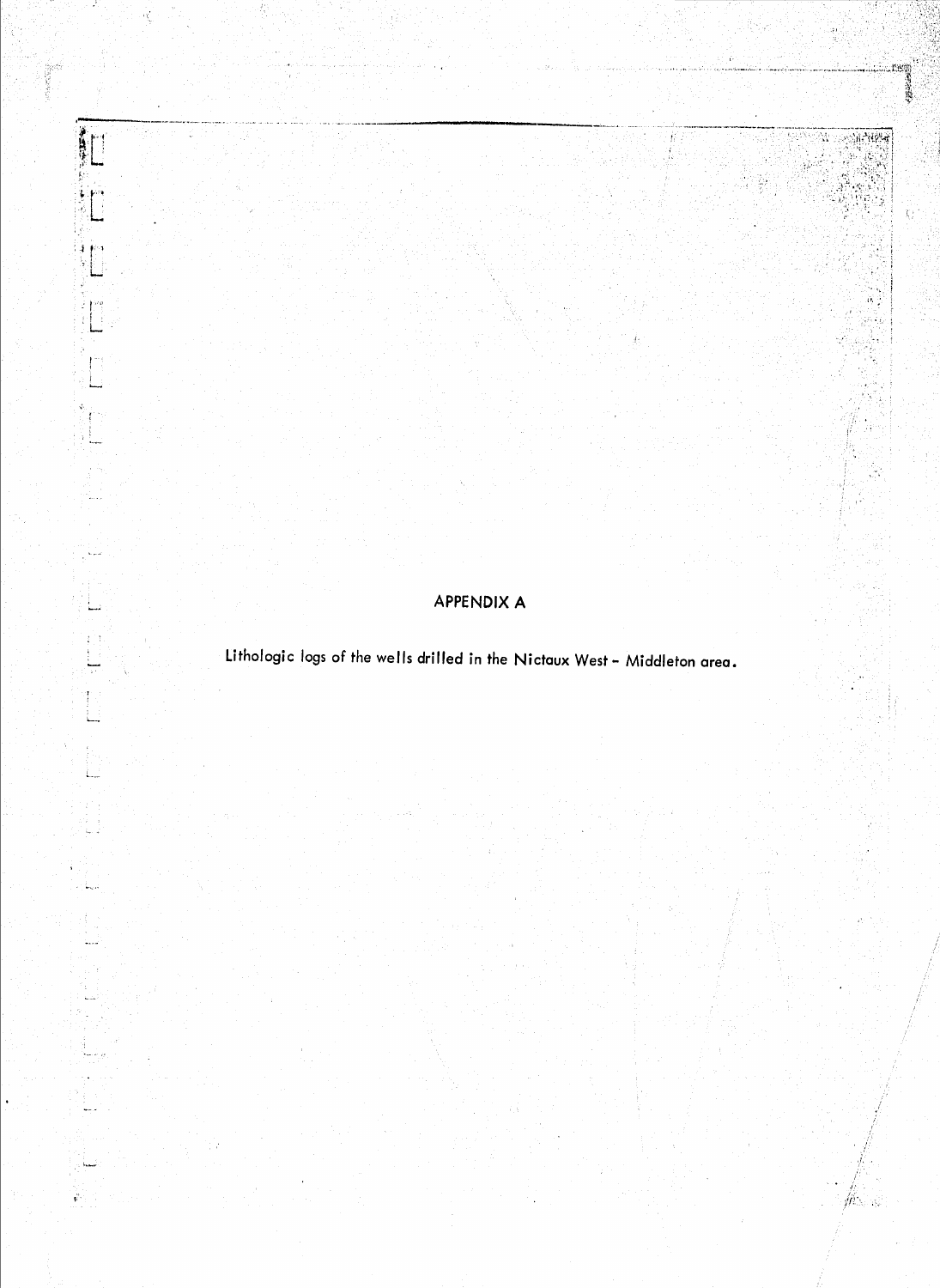# APPENDIX A

Lithologic logs of the wells drilled in the Nictaux West – Middleton area.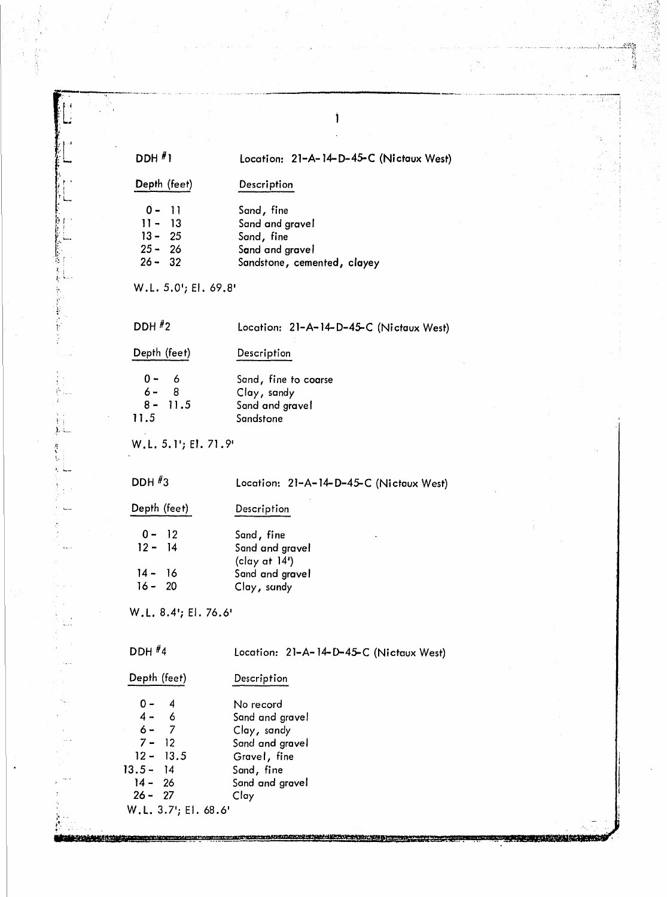DDH #1 — Location: 21-A-14-D-45-C (Nictaux West)

| Depth (feet) | Description |
| --- | --- |
| 0 - 11 | Sand, fine |
| 11 - 13 | Sand and gravel |
| 13 - 25 | Sand, fine |
| 25 - 26 | Sand and gravel |
| 26 - 32 | Sandstone, cemented, clayey |

W.L. 5.0'; El. 69.8'

DDH #2 — Location: 21-A-14-D-45-C (Nictaux West)

| Depth (feet) | Description |
| --- | --- |
| 0 - 6 | Sand, fine to coarse |
| 6 - 8 | Clay, sandy |
| 8 - 11.5 | Sand and gravel |
| 11.5 | Sandstone |

W.L. 5.1'; El. 71.9'

DDH #3 — Location: 21-A-14-D-45-C (Nictaux West)

| Depth (feet) | Description |
| --- | --- |
| 0 - 12 | Sand, fine |
| 12 - 14 | Sand and gravel (clay at 14') |
| 14 - 16 | Sand and gravel |
| 16 - 20 | Clay, sandy |

W.L. 8.4'; El. 76.6'

DDH #4 — Location: 21-A-14-D-45-C (Nictaux West)

| Depth (feet) | Description |
| --- | --- |
| 0 - 4 | No record |
| 4 - 6 | Sand and gravel |
| 6 - 7 | Clay, sandy |
| 7 - 12 | Sand and gravel |
| 12 - 13.5 | Gravel, fine |
| 13.5 - 14 | Sand, fine |
| 14 - 26 | Sand and gravel |
| 26 - 27 | Clay |

W.L. 3.7'; El. 68.6'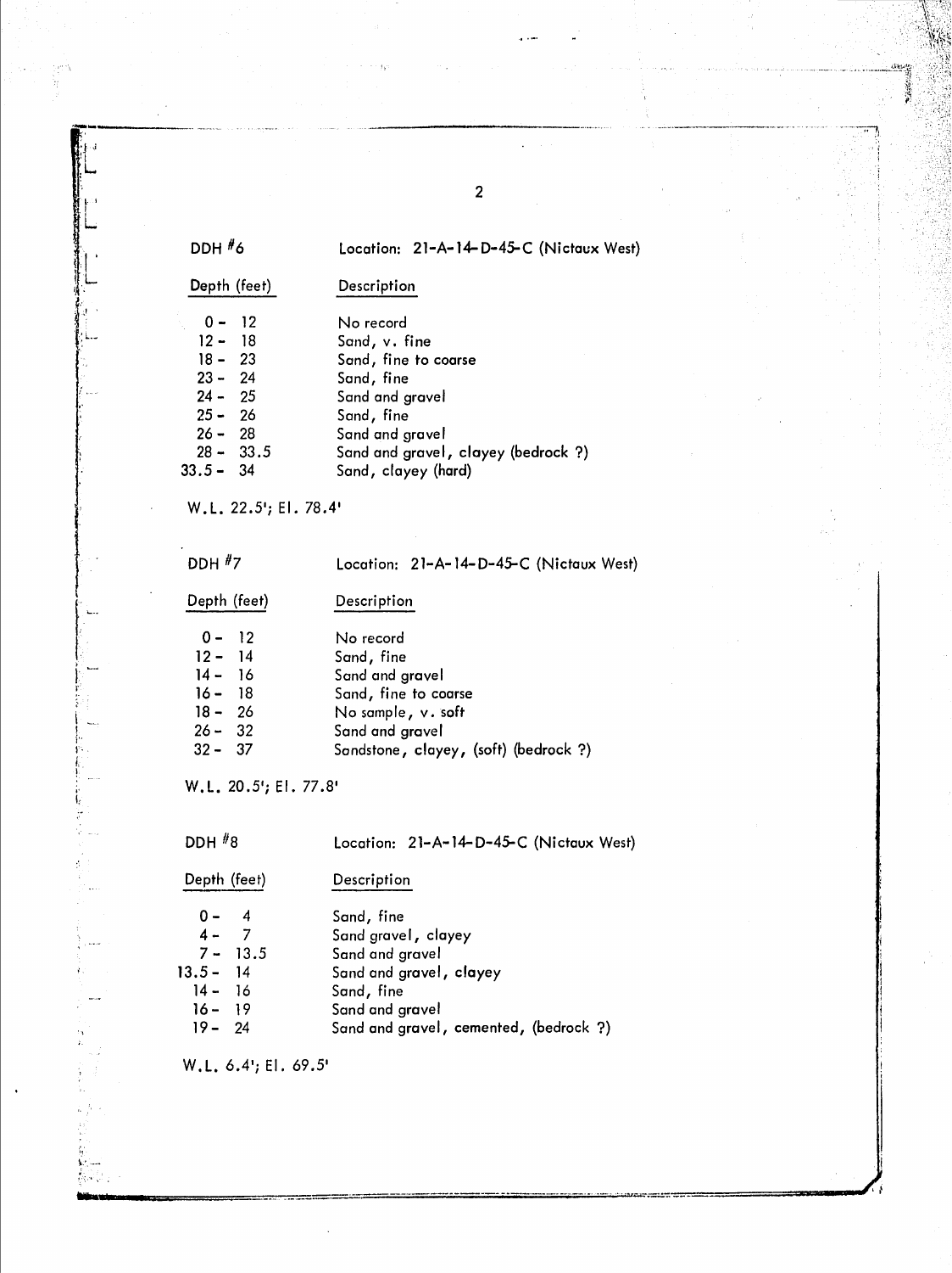DDH #6 — Location: 21-A-14-D-45-C (Nictaux West)

| Depth (feet) | Description |
|---|---|
| 0 - 12 | No record |
| 12 - 18 | Sand, v. fine |
| 18 - 23 | Sand, fine to coarse |
| 23 - 24 | Sand, fine |
| 24 - 25 | Sand and gravel |
| 25 - 26 | Sand, fine |
| 26 - 28 | Sand and gravel |
| 28 - 33.5 | Sand and gravel, clayey (bedrock ?) |
| 33.5 - 34 | Sand, clayey (hard) |

W.L. 22.5'; El. 78.4'

DDH #7 — Location: 21-A-14-D-45-C (Nictaux West)

| Depth (feet) | Description |
|---|---|
| 0 - 12 | No record |
| 12 - 14 | Sand, fine |
| 14 - 16 | Sand and gravel |
| 16 - 18 | Sand, fine to coarse |
| 18 - 26 | No sample, v. soft |
| 26 - 32 | Sand and gravel |
| 32 - 37 | Sandstone, clayey, (soft) (bedrock ?) |

W.L. 20.5'; El. 77.8'

DDH #8 — Location: 21-A-14-D-45-C (Nictaux West)

| Depth (feet) | Description |
|---|---|
| 0 - 4 | Sand, fine |
| 4 - 7 | Sand gravel, clayey |
| 7 - 13.5 | Sand and gravel |
| 13.5 - 14 | Sand and gravel, clayey |
| 14 - 16 | Sand, fine |
| 16 - 19 | Sand and gravel |
| 19 - 24 | Sand and gravel, cemented, (bedrock ?) |

W.L. 6.4'; El. 69.5'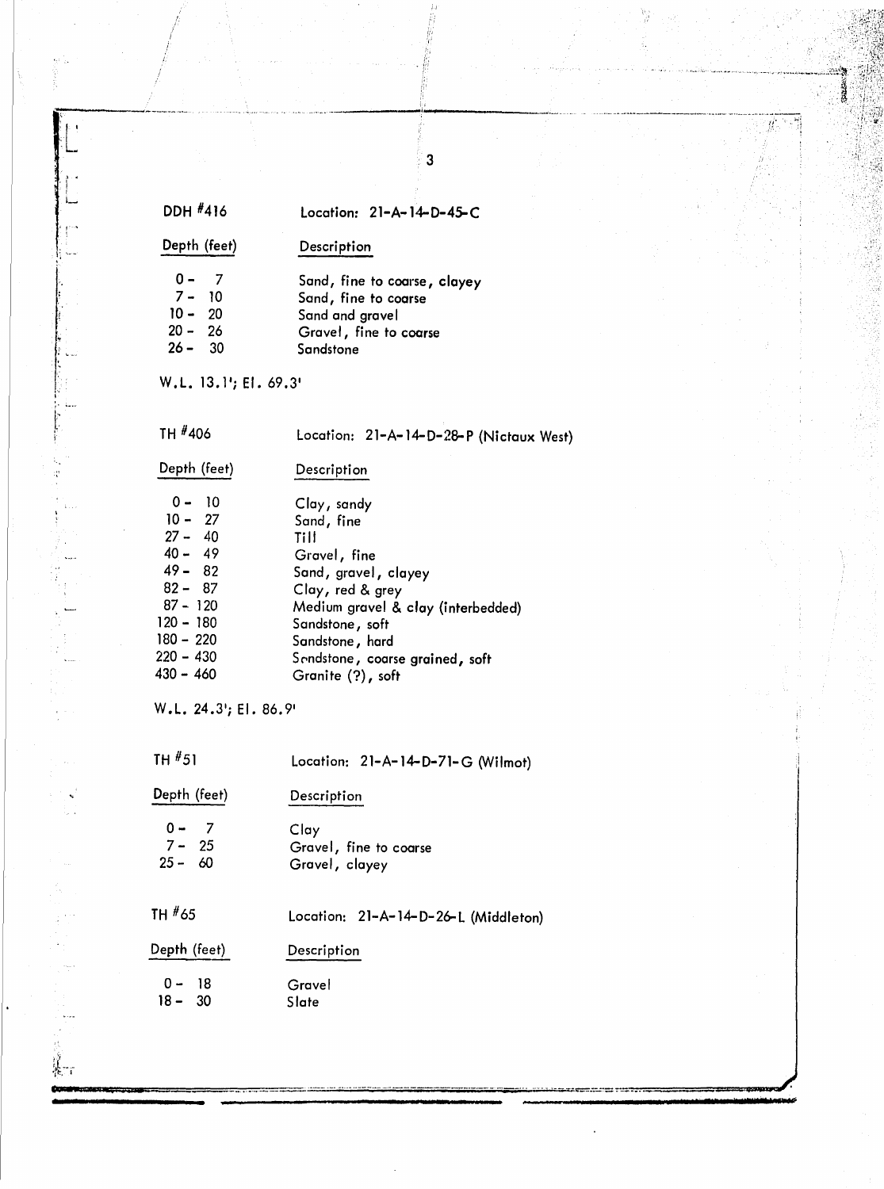DDH #416 Location: 21-A-14-D-45-C

| Depth (feet) | Description |
|---|---|
| 0 - 7 | Sand, fine to coarse, clayey |
| 7 - 10 | Sand, fine to coarse |
| 10 - 20 | Sand and gravel |
| 20 - 26 | Gravel, fine to coarse |
| 26 - 30 | Sandstone |

W.L. 13.1'; El. 69.3'

TH #406 Location: 21-A-14-D-28-P (Nictaux West)

| Depth (feet) | Description |
|---|---|
| 0 - 10 | Clay, sandy |
| 10 - 27 | Sand, fine |
| 27 - 40 | Till |
| 40 - 49 | Gravel, fine |
| 49 - 82 | Sand, gravel, clayey |
| 82 - 87 | Clay, red & grey |
| 87 - 120 | Medium gravel & clay (interbedded) |
| 120 - 180 | Sandstone, soft |
| 180 - 220 | Sandstone, hard |
| 220 - 430 | Sandstone, coarse grained, soft |
| 430 - 460 | Granite (?), soft |

W.L. 24.3'; El. 86.9'

TH #51 Location: 21-A-14-D-71-G (Wilmot)

| Depth (feet) | Description |
|---|---|
| 0 - 7 | Clay |
| 7 - 25 | Gravel, fine to coarse |
| 25 - 60 | Gravel, clayey |

TH #65 Location: 21-A-14-D-26-L (Middleton)

| Depth (feet) | Description |
|---|---|
| 0 - 18 | Gravel |
| 18 - 30 | Slate |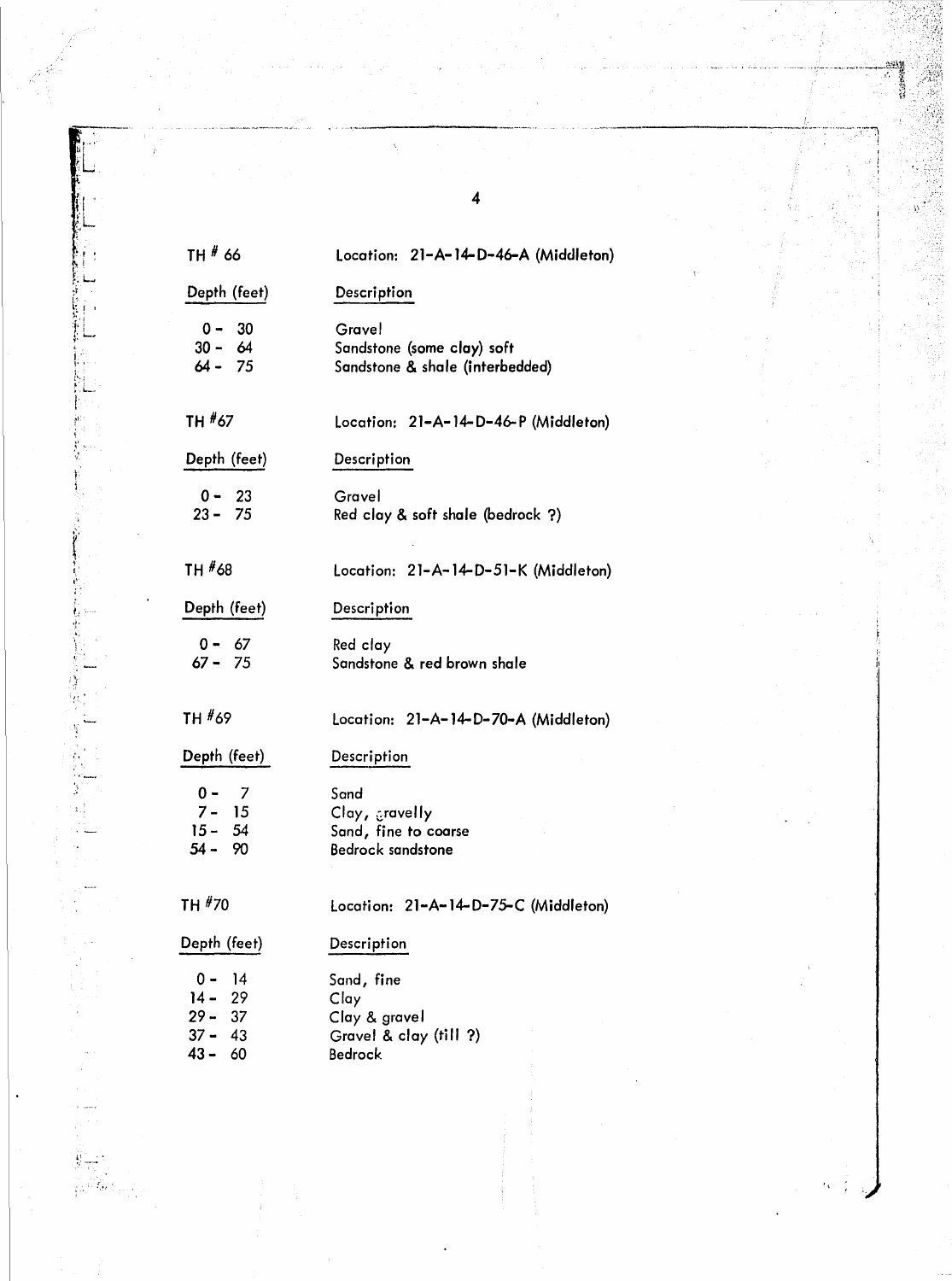TH # 66 — Location: 21-A-14-D-46-A (Middleton)

| Depth (feet) | Description |
|---|---|
| 0 - 30 | Gravel |
| 30 - 64 | Sandstone (some clay) soft |
| 64 - 75 | Sandstone & shale (interbedded) |

TH #67 — Location: 21-A-14-D-46-P (Middleton)

| Depth (feet) | Description |
|---|---|
| 0 - 23 | Gravel |
| 23 - 75 | Red clay & soft shale (bedrock ?) |

TH #68 — Location: 21-A-14-D-51-K (Middleton)

| Depth (feet) | Description |
|---|---|
| 0 - 67 | Red clay |
| 67 - 75 | Sandstone & red brown shale |

TH #69 — Location: 21-A-14-D-70-A (Middleton)

| Depth (feet) | Description |
|---|---|
| 0 - 7 | Sand |
| 7 - 15 | Clay, gravelly |
| 15 - 54 | Sand, fine to coarse |
| 54 - 90 | Bedrock sandstone |

TH #70 — Location: 21-A-14-D-75-C (Middleton)

| Depth (feet) | Description |
|---|---|
| 0 - 14 | Sand, fine |
| 14 - 29 | Clay |
| 29 - 37 | Clay & gravel |
| 37 - 43 | Gravel & clay (till ?) |
| 43 - 60 | Bedrock |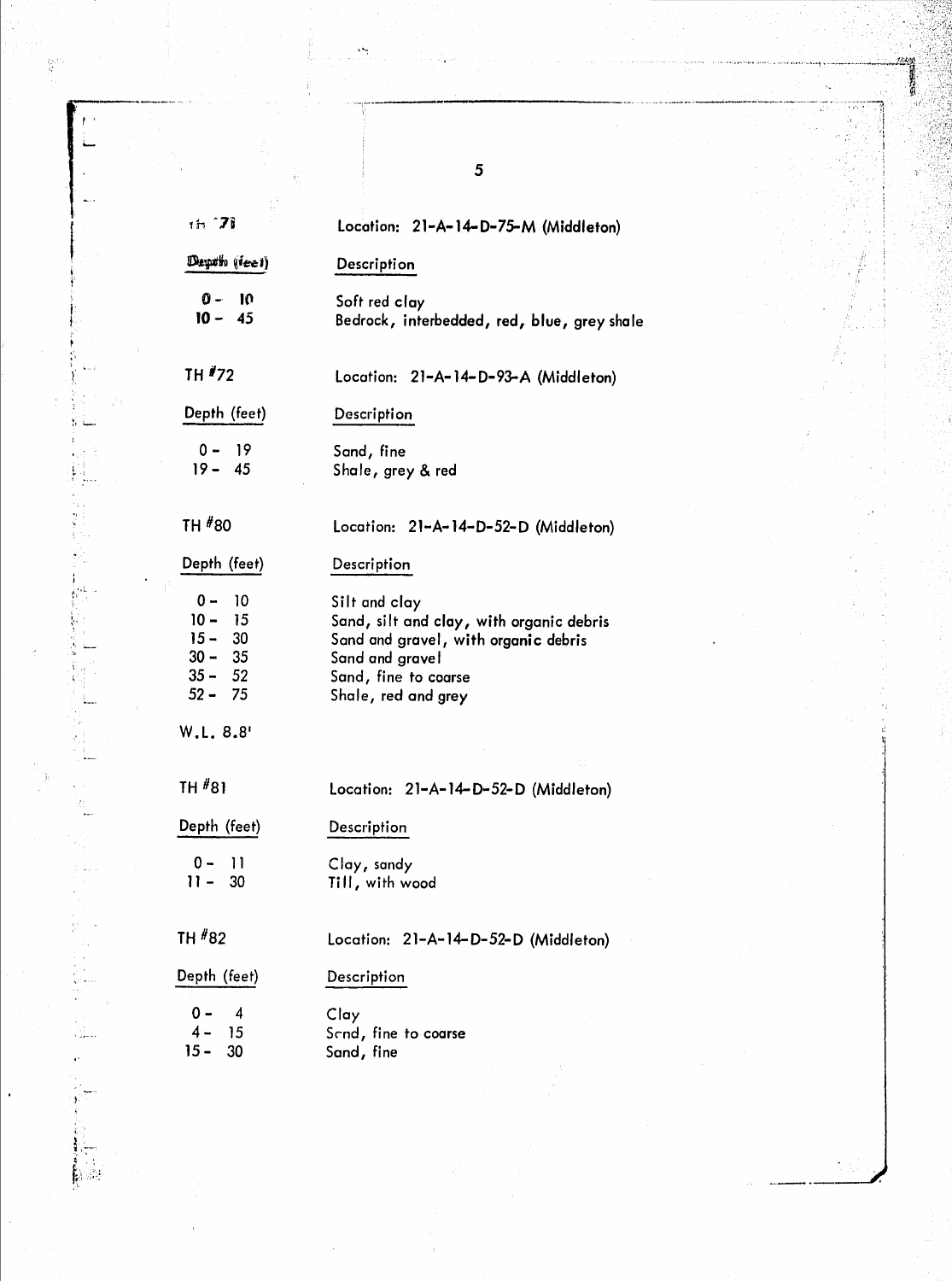TH #71 — Location: 21-A-14-D-75-M (Middleton)

| Depth (feet) | Description |
|---|---|
| 0 - 10 | Soft red clay |
| 10 - 45 | Bedrock, interbedded, red, blue, grey shale |

TH #72 — Location: 21-A-14-D-93-A (Middleton)

| Depth (feet) | Description |
|---|---|
| 0 - 19 | Sand, fine |
| 19 - 45 | Shale, grey & red |

TH #80 — Location: 21-A-14-D-52-D (Middleton)

| Depth (feet) | Description |
|---|---|
| 0 - 10 | Silt and clay |
| 10 - 15 | Sand, silt and clay, with organic debris |
| 15 - 30 | Sand and gravel, with organic debris |
| 30 - 35 | Sand and gravel |
| 35 - 52 | Sand, fine to coarse |
| 52 - 75 | Shale, red and grey |

W.L. 8.8'

TH #81 — Location: 21-A-14-D-52-D (Middleton)

| Depth (feet) | Description |
|---|---|
| 0 - 11 | Clay, sandy |
| 11 - 30 | Till, with wood |

TH #82 — Location: 21-A-14-D-52-D (Middleton)

| Depth (feet) | Description |
|---|---|
| 0 - 4 | Clay |
| 4 - 15 | Sand, fine to coarse |
| 15 - 30 | Sand, fine |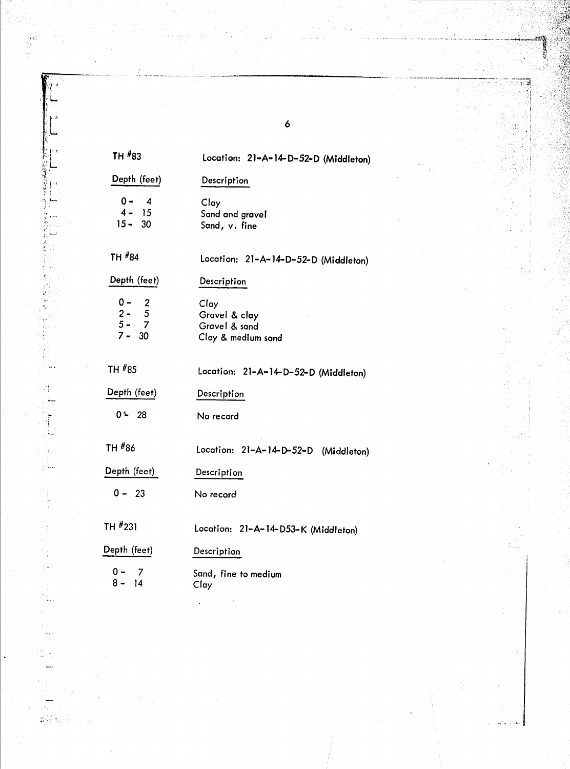TH #83 — Location: 21-A-14-D-52-D (Middleton)

| Depth (feet) | Description |
|---|---|
| 0 - 4 | Clay |
| 4 - 15 | Sand and gravel |
| 15 - 30 | Sand, v. fine |

TH #84 — Location: 21-A-14-D-52-D (Middleton)

| Depth (feet) | Description |
|---|---|
| 0 - 2 | Clay |
| 2 - 5 | Gravel & clay |
| 5 - 7 | Gravel & sand |
| 7 - 30 | Clay & medium sand |

TH #85 — Location: 21-A-14-D-52-D (Middleton)

| Depth (feet) | Description |
|---|---|
| 0 - 28 | No record |

TH #86 — Location: 21-A-14-D-52-D (Middleton)

| Depth (feet) | Description |
|---|---|
| 0 - 23 | No record |

TH #231 — Location: 21-A-14-D53-K (Middleton)

| Depth (feet) | Description |
|---|---|
| 0 - 7 | Sand, fine to medium |
| 8 - 14 | Clay |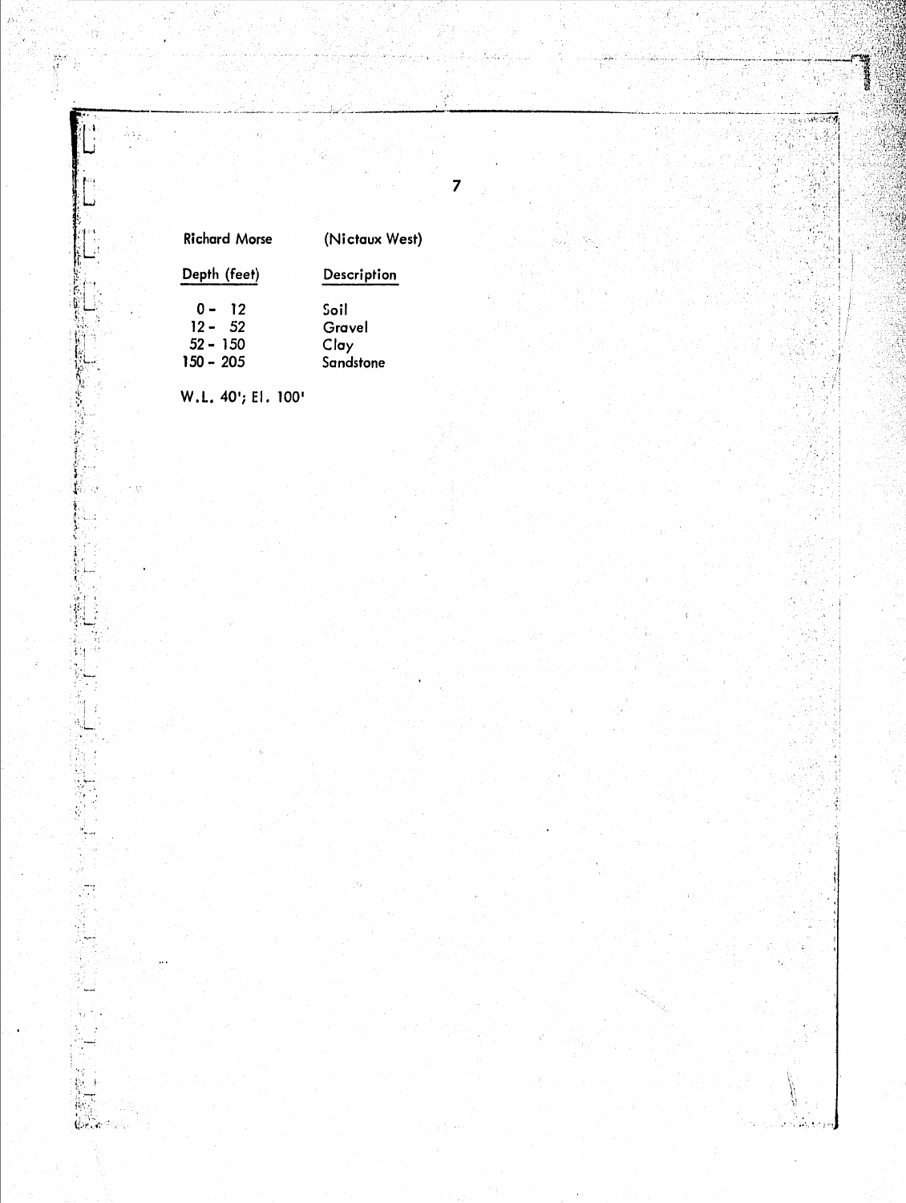Richard Morse (Nictaux West)

| Depth (feet) | Description |
|---|---|
| 0 - 12 | Soil |
| 12 - 52 | Gravel |
| 52 - 150 | Clay |
| 150 - 205 | Sandstone |

W.L. 40'; El. 100'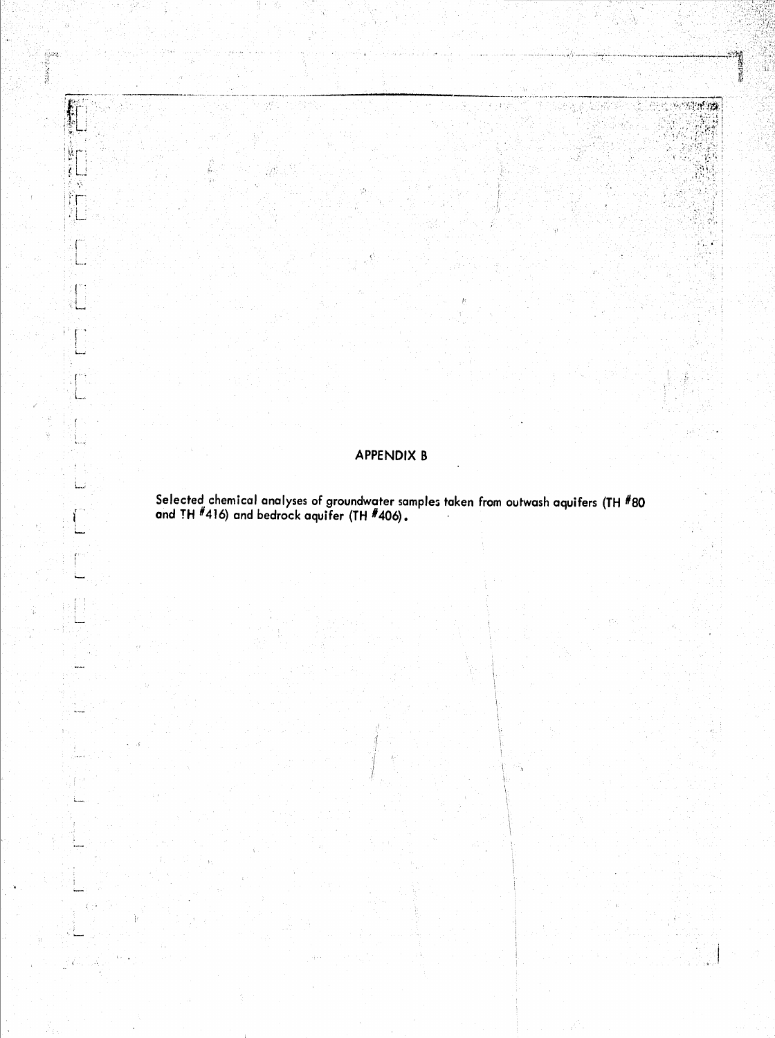## APPENDIX B

Selected chemical analyses of groundwater samples taken from outwash aquifers (TH #80 and TH #416) and bedrock aquifer (TH #406).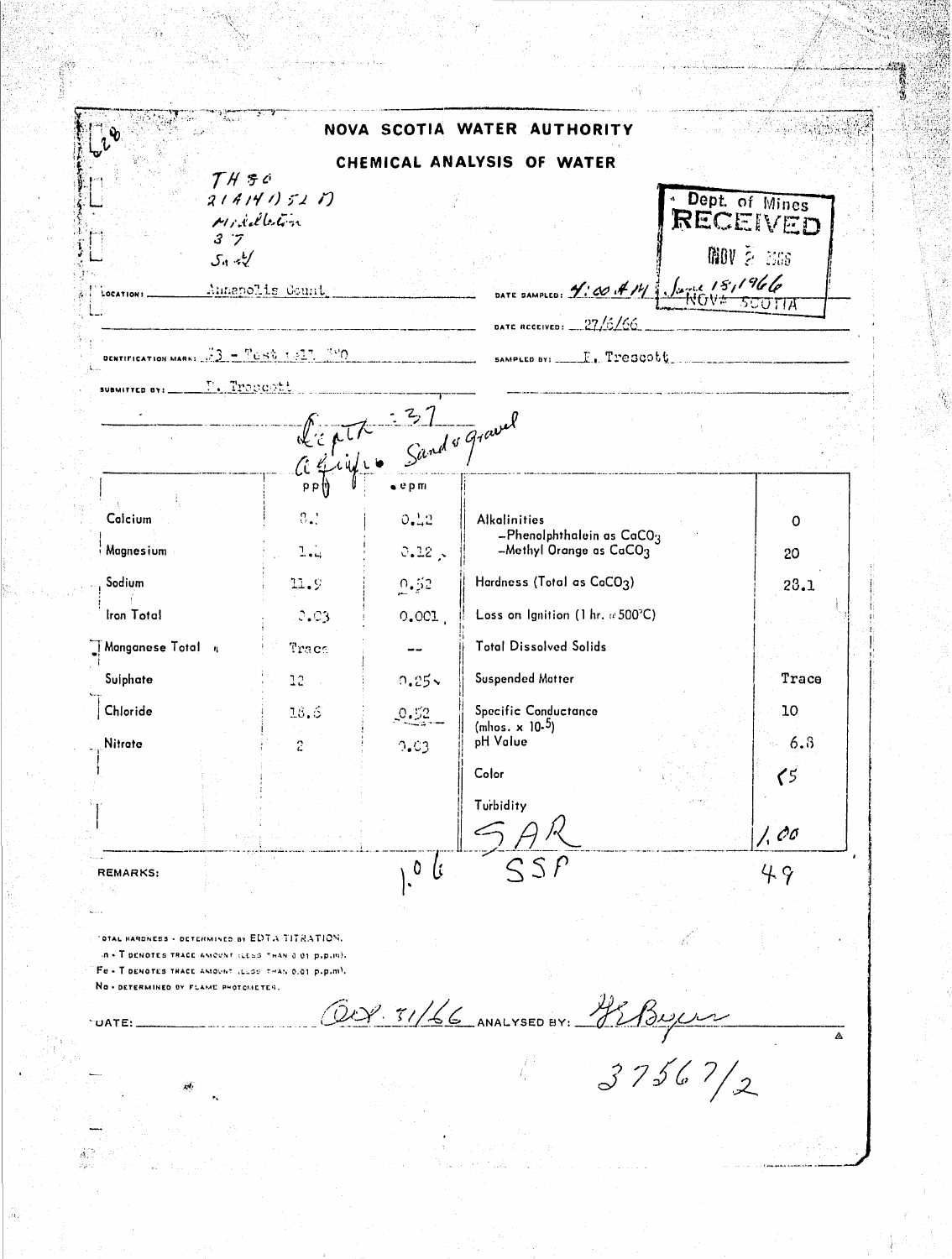# NOVA SCOTIA WATER AUTHORITY

## CHEMICAL ANALYSIS OF WATER

TH 80
21A14D52 D
Middleton
37
Sa 4/

Dept. of Mines
RECEIVED
NOV 2 1966
NOVA SCOTIA

LOCATION: Annapolis County

DATE SAMPLED: 4:00 A.M. June 18, 1966

DATE RECEIVED: 27/6/66

IDENTIFICATION MARK: 73 - Test Well 780

SAMPLED BY: I. Trescott

SUBMITTED BY: I. Trescott

Depth = 37
Aquifer Sand & Gravel

| | ppm | epm | | |
|---|---|---|---|---|
| Calcium | 8.3 | 0.42 | Alkalinities –Phenolphthalein as $CaCO_3$ | 0 |
| Magnesium | 1.4 | 0.12 | –Methyl Orange as $CaCO_3$ | 20 |
| Sodium | 11.9 | 0.52 | Hardness (Total as $CaCO_3$) | 28.1 |
| Iron Total | 0.03 | 0.001 | Loss on Ignition (1 hr. @ 500°C) | |
| Manganese Total | Trace | -- | Total Dissolved Solids | |
| Sulphate | 12 | 0.25 | Suspended Matter | Trace |
| Chloride | 18.6 | 0.52 | Specific Conductance (mhos. x $10^{-5}$) | 10 |
| Nitrate | 2 | 0.03 | pH Value | 6.8 |
| | | | Color | <5 |
| | | | Turbidity | |
| | | | SAR | 1.00 |
| | | 1.06 | SSP | 49 |

REMARKS:

TOTAL HARDNESS - DETERMINED BY EDTA TITRATION.
Mn - T DENOTES TRACE AMOUNT (LESS THAN 0.01 p.p.m).
Fe - T DENOTES TRACE AMOUNT (LESS THAN 0.01 p.p.m).
Na - DETERMINED BY FLAME PHOTOMETER.

DATE: Oct. 31/66 ANALYSED BY: G.E. Boyer

37567/2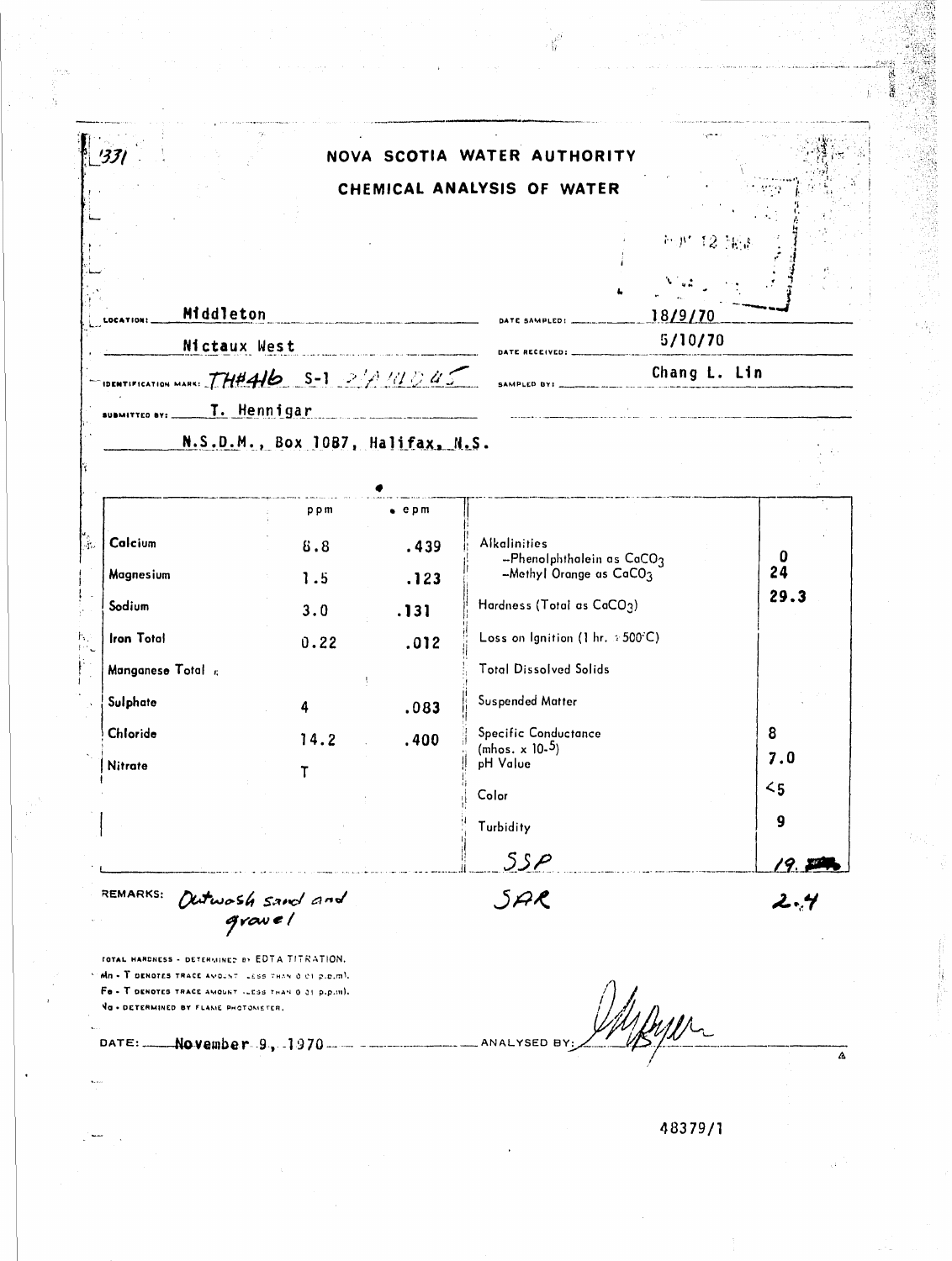1331

# NOVA SCOTIA WATER AUTHORITY

## CHEMICAL ANALYSIS OF WATER

LOCATION: Middleton
Nictaux West

DATE SAMPLED: 18/9/70

DATE RECEIVED: 5/10/70

IDENTIFICATION MARK: TH#416 S-1

SAMPLED BY: Chang L. Lin

SUBMITTED BY: T. Hennigar
N.S.D.M., Box 1087, Halifax, N.S.

| | ppm | epm | | |
|---|---|---|---|---|
| Calcium | 8.8 | .439 | Alkalinities –Phenolphthalein as $CaCO_3$ | 0 |
| Magnesium | 1.5 | .123 | –Methyl Orange as $CaCO_3$ | 24 |
| Sodium | 3.0 | .131 | Hardness (Total as $CaCO_3$) | 29.3 |
| Iron Total | 0.22 | .012 | Loss on Ignition (1 hr. 500°C) | |
| Manganese Total | | | Total Dissolved Solids | |
| Sulphate | 4 | .083 | Suspended Matter | |
| Chloride | 14.2 | .400 | Specific Conductance (mhos. x $10^{-5}$) | 8 |
| Nitrate | T | | pH Value | 7.0 |
| | | | Color | <5 |
| | | | Turbidity | 9 |
| | | | SSP | 19. |
| | | | SAR | 2.4 |

REMARKS: Outwash sand and gravel

TOTAL HARDNESS - DETERMINED BY EDTA TITRATION.
Mn - T DENOTES TRACE AMOUNT LESS THAN 0.01 p.p.m.
Fe - T DENOTES TRACE AMOUNT LESS THAN 0.01 p.p.m.
Na - DETERMINED BY FLAME PHOTOMETER.

DATE: November 9, 1970

ANALYSED BY:

48379/1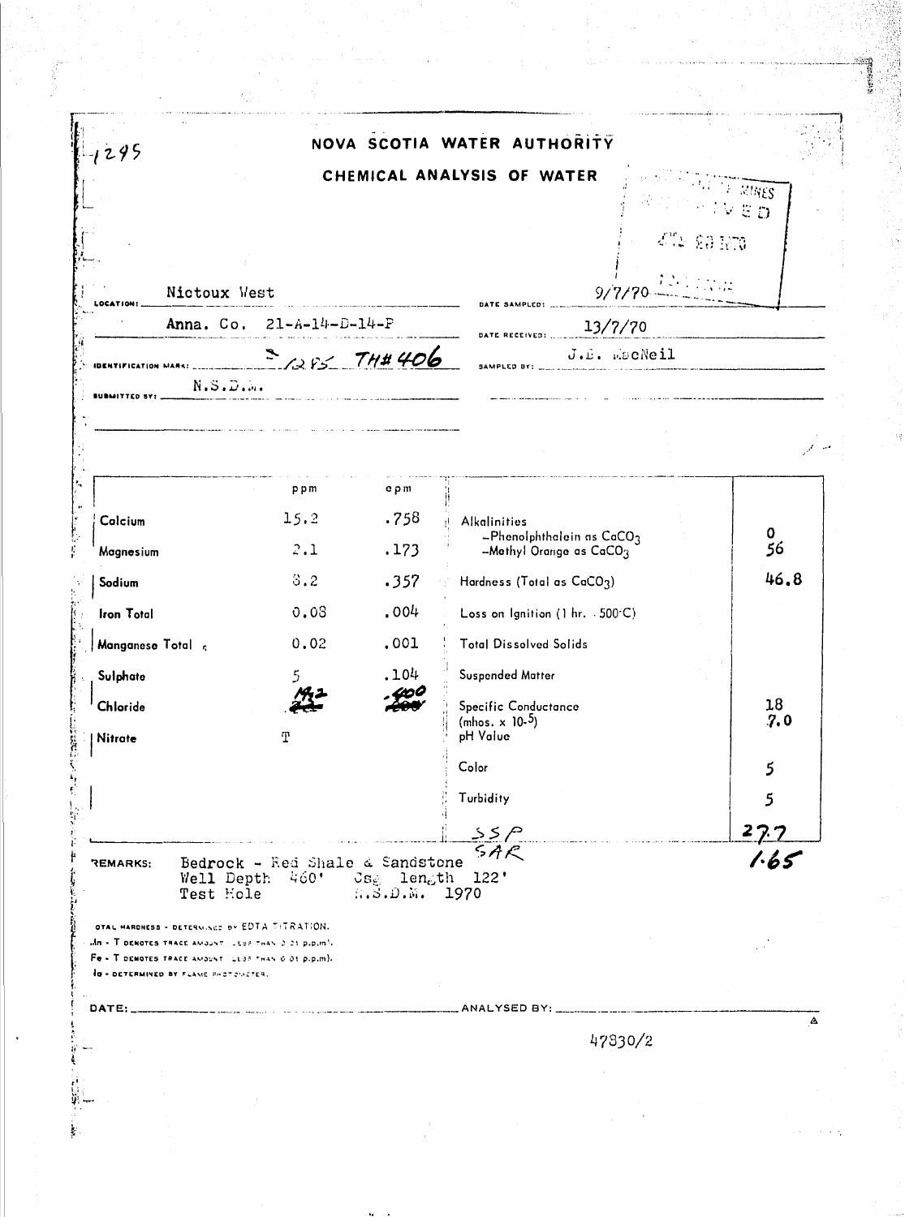1295

# NOVA SCOTIA WATER AUTHORITY

## CHEMICAL ANALYSIS OF WATER

LOCATION: Nictoux West

Anna. Co. 21-A-14-D-14-P

IDENTIFICATION MARK: 2 /2 85 TH# 406

SUBMITTED BY: N.S.D.M.

DATE SAMPLED: 9/7/70

DATE RECEIVED: 13/7/70

SAMPLED BY: J.E. MacNeil

| | ppm | epm | | |
|---|---|---|---|---|
| Calcium | 15.2 | .758 | Alkalinities<br>–Phenolphthalein as $CaCO_3$<br>–Methyl Orange as $CaCO_3$ | 0<br>56 |
| Magnesium | 2.1 | .173 | | |
| Sodium | 8.2 | .357 | Hardness (Total as $CaCO_3$) | 46.8 |
| Iron Total | 0.08 | .004 | Loss on Ignition (1 hr. 500°C) | |
| Manganese Total | 0.02 | .001 | Total Dissolved Solids | |
| Sulphate | 5 | .104 | Suspended Matter | |
| Chloride | 14.2 | .400 | Specific Conductance (mhos. x $10^{-5}$) | 18 |
| Nitrate | T | | pH Value | 7.0 |
| | | | Color | 5 |
| | | | Turbidity | 5 |
| | | | SSP | 27.7 |
| | | | SAR | 1.65 |

REMARKS: Bedrock - Red Shale & Sandstone
Well Depth 460' Csg length 122'
Test Hole N.S.D.M. 1970

TOTAL HARDNESS - DETERMINED BY EDTA TITRATION.
Mn - T DENOTES TRACE AMOUNT LESS THAN 0.01 p.p.m.
Fe - T DENOTES TRACE AMOUNT LESS THAN 0.01 p.p.m.
Na - DETERMINED BY FLAME PHOTOMETER.

DATE: ______ ANALYSED BY: ______

47830/2